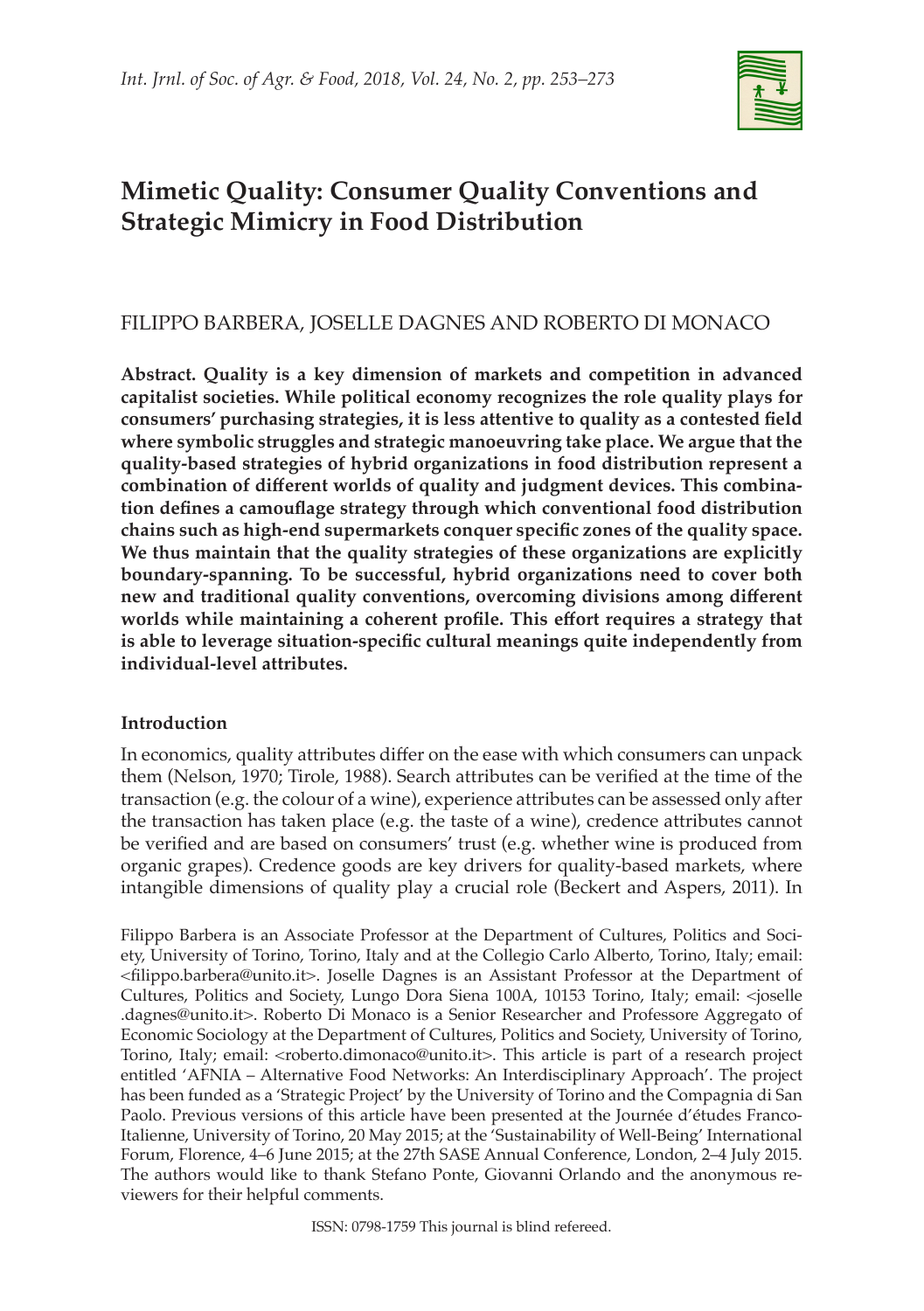# Mimetic Quality: Consumer Quality Conventions and Strategic Mimicry in Food Distribution

FILIPPO BARBERA, JOSELLE DAGNES AND ROBERTO DI MONACO

**Abstract. Quality is a key dimension of markets and competition in advanced capitalist societies. While political economy recognizes the role quality plays for consumers' purchasing strategies, it is less attentive to quality as a contested field where symbolic struggles and strategic manoeuvring take place. We argue that the quality-based strategies of hybrid organizations in food distribution represent a combination of different worlds of quality and judgment devices. This combination defines a camouflage strategy through which conventional food distribution chains such as high-end supermarkets conquer specific zones of the quality space. We thus maintain that the quality strategies of these organizations are explicitly boundary-spanning. To be successful, hybrid organizations need to cover both new and traditional quality conventions, overcoming divisions among different worlds while maintaining a coherent profile. This effort requires a strategy that is able to leverage situation-specific cultural meanings quite independently from individual-level attributes.**

## Introduction

In economics, quality attributes differ on the ease with which consumers can unpack them (Nelson, 1970; Tirole, 1988). Search attributes can be verified at the time of the transaction (e.g. the colour of a wine), experience attributes can be assessed only after the transaction has taken place (e.g. the taste of a wine), credence attributes cannot be verified and are based on consumers' trust (e.g. whether wine is produced from organic grapes). Credence goods are key drivers for quality-based markets, where intangible dimensions of quality play a crucial role (Beckert and Aspers, 2011). In

Filippo Barbera is an Associate Professor at the Department of Cultures, Politics and Society, University of Torino, Torino, Italy and at the Collegio Carlo Alberto, Torino, Italy; email: <filippo.barbera@unito.it>. Joselle Dagnes is an Assistant Professor at the Department of Cultures, Politics and Society, Lungo Dora Siena 100A, 10153 Torino, Italy; email: <joselle.dagnes@unito.it>. Roberto Di Monaco is a Senior Researcher and Professore Aggregato of Economic Sociology at the Department of Cultures, Politics and Society, University of Torino, Torino, Italy; email: <roberto.dimonaco@unito.it>. This article is part of a research project entitled 'AFNIA – Alternative Food Networks: An Interdisciplinary Approach'. The project has been funded as a 'Strategic Project' by the University of Torino and the Compagnia di San Paolo. Previous versions of this article have been presented at the Journée d'études Franco-Italienne, University of Torino, 20 May 2015; at the 'Sustainability of Well-Being' International Forum, Florence, 4–6 June 2015; at the 27th SASE Annual Conference, London, 2–4 July 2015. The authors would like to thank Stefano Ponte, Giovanni Orlando and the anonymous reviewers for their helpful comments.

ISSN: 0798-1759 This journal is blind refereed.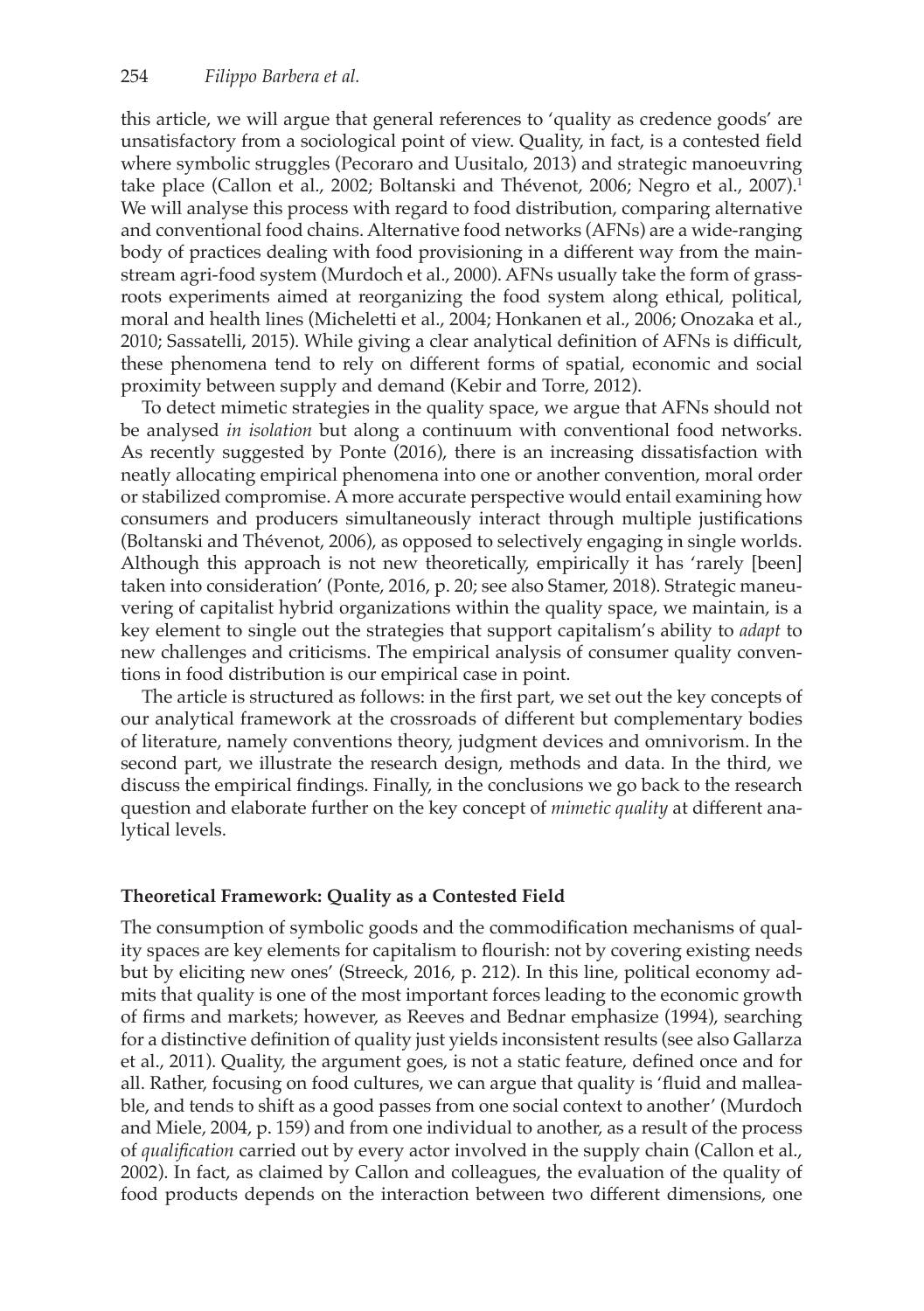this article, we will argue that general references to 'quality as credence goods' are unsatisfactory from a sociological point of view. Quality, in fact, is a contested field where symbolic struggles (Pecoraro and Uusitalo, 2013) and strategic manoeuvring take place (Callon et al., 2002; Boltanski and Thévenot, 2006; Negro et al., 2007).[1] We will analyse this process with regard to food distribution, comparing alternative and conventional food chains. Alternative food networks (AFNs) are a wide-ranging body of practices dealing with food provisioning in a different way from the mainstream agri-food system (Murdoch et al., 2000). AFNs usually take the form of grassroots experiments aimed at reorganizing the food system along ethical, political, moral and health lines (Micheletti et al., 2004; Honkanen et al., 2006; Onozaka et al., 2010; Sassatelli, 2015). While giving a clear analytical definition of AFNs is difficult, these phenomena tend to rely on different forms of spatial, economic and social proximity between supply and demand (Kebir and Torre, 2012).

To detect mimetic strategies in the quality space, we argue that AFNs should not be analysed *in isolation* but along a continuum with conventional food networks. As recently suggested by Ponte (2016), there is an increasing dissatisfaction with neatly allocating empirical phenomena into one or another convention, moral order or stabilized compromise. A more accurate perspective would entail examining how consumers and producers simultaneously interact through multiple justifications (Boltanski and Thévenot, 2006), as opposed to selectively engaging in single worlds. Although this approach is not new theoretically, empirically it has 'rarely [been] taken into consideration' (Ponte, 2016, p. 20; see also Stamer, 2018). Strategic maneuvering of capitalist hybrid organizations within the quality space, we maintain, is a key element to single out the strategies that support capitalism's ability to *adapt* to new challenges and criticisms. The empirical analysis of consumer quality conventions in food distribution is our empirical case in point.

The article is structured as follows: in the first part, we set out the key concepts of our analytical framework at the crossroads of different but complementary bodies of literature, namely conventions theory, judgment devices and omnivorism. In the second part, we illustrate the research design, methods and data. In the third, we discuss the empirical findings. Finally, in the conclusions we go back to the research question and elaborate further on the key concept of *mimetic quality* at different analytical levels.

## Theoretical Framework: Quality as a Contested Field

The consumption of symbolic goods and the commodification mechanisms of quality spaces are key elements for capitalism to flourish: not by covering existing needs but by eliciting new ones' (Streeck, 2016, p. 212). In this line, political economy admits that quality is one of the most important forces leading to the economic growth of firms and markets; however, as Reeves and Bednar emphasize (1994), searching for a distinctive definition of quality just yields inconsistent results (see also Gallarza et al., 2011). Quality, the argument goes, is not a static feature, defined once and for all. Rather, focusing on food cultures, we can argue that quality is 'fluid and malleable, and tends to shift as a good passes from one social context to another' (Murdoch and Miele, 2004, p. 159) and from one individual to another, as a result of the process of *qualification* carried out by every actor involved in the supply chain (Callon et al., 2002). In fact, as claimed by Callon and colleagues, the evaluation of the quality of food products depends on the interaction between two different dimensions, one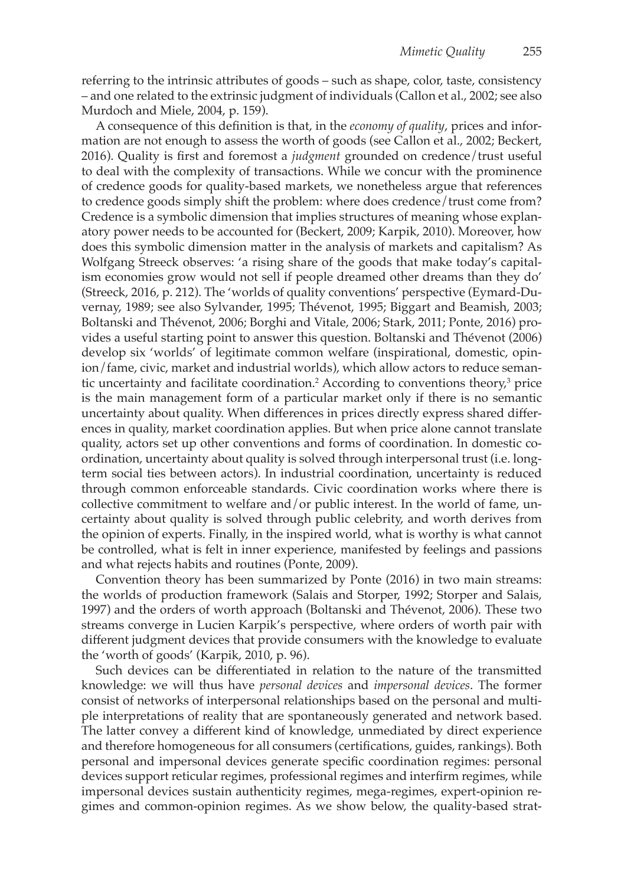referring to the intrinsic attributes of goods – such as shape, color, taste, consistency – and one related to the extrinsic judgment of individuals (Callon et al., 2002; see also Murdoch and Miele, 2004, p. 159).

A consequence of this definition is that, in the *economy of quality*, prices and information are not enough to assess the worth of goods (see Callon et al., 2002; Beckert, 2016). Quality is first and foremost a *judgment* grounded on credence/trust useful to deal with the complexity of transactions. While we concur with the prominence of credence goods for quality-based markets, we nonetheless argue that references to credence goods simply shift the problem: where does credence/trust come from? Credence is a symbolic dimension that implies structures of meaning whose explanatory power needs to be accounted for (Beckert, 2009; Karpik, 2010). Moreover, how does this symbolic dimension matter in the analysis of markets and capitalism? As Wolfgang Streeck observes: 'a rising share of the goods that make today's capitalism economies grow would not sell if people dreamed other dreams than they do' (Streeck, 2016, p. 212). The 'worlds of quality conventions' perspective (Eymard-Duvernay, 1989; see also Sylvander, 1995; Thévenot, 1995; Biggart and Beamish, 2003; Boltanski and Thévenot, 2006; Borghi and Vitale, 2006; Stark, 2011; Ponte, 2016) provides a useful starting point to answer this question. Boltanski and Thévenot (2006) develop six 'worlds' of legitimate common welfare (inspirational, domestic, opinion/fame, civic, market and industrial worlds), which allow actors to reduce semantic uncertainty and facilitate coordination.[2] According to conventions theory,[3] price is the main management form of a particular market only if there is no semantic uncertainty about quality. When differences in prices directly express shared differences in quality, market coordination applies. But when price alone cannot translate quality, actors set up other conventions and forms of coordination. In domestic coordination, uncertainty about quality is solved through interpersonal trust (i.e. long-term social ties between actors). In industrial coordination, uncertainty is reduced through common enforceable standards. Civic coordination works where there is collective commitment to welfare and/or public interest. In the world of fame, uncertainty about quality is solved through public celebrity, and worth derives from the opinion of experts. Finally, in the inspired world, what is worthy is what cannot be controlled, what is felt in inner experience, manifested by feelings and passions and what rejects habits and routines (Ponte, 2009).

Convention theory has been summarized by Ponte (2016) in two main streams: the worlds of production framework (Salais and Storper, 1992; Storper and Salais, 1997) and the orders of worth approach (Boltanski and Thévenot, 2006). These two streams converge in Lucien Karpik's perspective, where orders of worth pair with different judgment devices that provide consumers with the knowledge to evaluate the 'worth of goods' (Karpik, 2010, p. 96).

Such devices can be differentiated in relation to the nature of the transmitted knowledge: we will thus have *personal devices* and *impersonal devices*. The former consist of networks of interpersonal relationships based on the personal and multiple interpretations of reality that are spontaneously generated and network based. The latter convey a different kind of knowledge, unmediated by direct experience and therefore homogeneous for all consumers (certifications, guides, rankings). Both personal and impersonal devices generate specific coordination regimes: personal devices support reticular regimes, professional regimes and interfirm regimes, while impersonal devices sustain authenticity regimes, mega-regimes, expert-opinion regimes and common-opinion regimes. As we show below, the quality-based strat-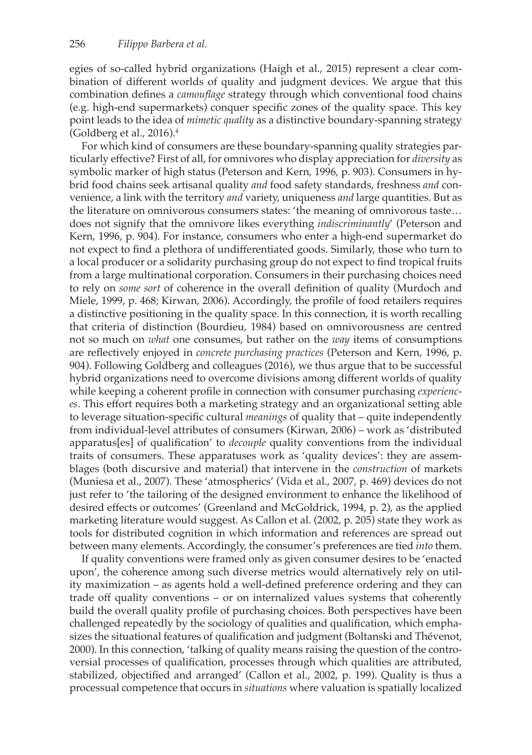egies of so-called hybrid organizations (Haigh et al., 2015) represent a clear combination of different worlds of quality and judgment devices. We argue that this combination defines a *camouflage* strategy through which conventional food chains (e.g. high-end supermarkets) conquer specific zones of the quality space. This key point leads to the idea of *mimetic quality* as a distinctive boundary-spanning strategy (Goldberg et al., 2016).[4]

For which kind of consumers are these boundary-spanning quality strategies particularly effective? First of all, for omnivores who display appreciation for *diversity* as symbolic marker of high status (Peterson and Kern, 1996, p. 903). Consumers in hybrid food chains seek artisanal quality *and* food safety standards, freshness *and* convenience, a link with the territory *and* variety, uniqueness *and* large quantities. But as the literature on omnivorous consumers states: 'the meaning of omnivorous taste… does not signify that the omnivore likes everything *indiscriminantly*' (Peterson and Kern, 1996, p. 904). For instance, consumers who enter a high-end supermarket do not expect to find a plethora of undifferentiated goods. Similarly, those who turn to a local producer or a solidarity purchasing group do not expect to find tropical fruits from a large multinational corporation. Consumers in their purchasing choices need to rely on *some sort* of coherence in the overall definition of quality (Murdoch and Miele, 1999, p. 468; Kirwan, 2006). Accordingly, the profile of food retailers requires a distinctive positioning in the quality space. In this connection, it is worth recalling that criteria of distinction (Bourdieu, 1984) based on omnivorousness are centred not so much on *what* one consumes, but rather on the *way* items of consumptions are reflectively enjoyed in *concrete purchasing practices* (Peterson and Kern, 1996, p. 904). Following Goldberg and colleagues (2016), we thus argue that to be successful hybrid organizations need to overcome divisions among different worlds of quality while keeping a coherent profile in connection with consumer purchasing *experiences*. This effort requires both a marketing strategy and an organizational setting able to leverage situation-specific cultural *meanings* of quality that – quite independently from individual-level attributes of consumers (Kirwan, 2006) – work as 'distributed apparatus[es] of qualification' to *decouple* quality conventions from the individual traits of consumers. These apparatuses work as 'quality devices': they are assemblages (both discursive and material) that intervene in the *construction* of markets (Muniesa et al., 2007). These 'atmospherics' (Vida et al., 2007, p. 469) devices do not just refer to 'the tailoring of the designed environment to enhance the likelihood of desired effects or outcomes' (Greenland and McGoldrick, 1994, p. 2), as the applied marketing literature would suggest. As Callon et al. (2002, p. 205) state they work as tools for distributed cognition in which information and references are spread out between many elements. Accordingly, the consumer's preferences are tied *into* them.

If quality conventions were framed only as given consumer desires to be 'enacted upon', the coherence among such diverse metrics would alternatively rely on utility maximization – as agents hold a well-defined preference ordering and they can trade off quality conventions – or on internalized values systems that coherently build the overall quality profile of purchasing choices. Both perspectives have been challenged repeatedly by the sociology of qualities and qualification, which emphasizes the situational features of qualification and judgment (Boltanski and Thévenot, 2000). In this connection, 'talking of quality means raising the question of the controversial processes of qualification, processes through which qualities are attributed, stabilized, objectified and arranged' (Callon et al., 2002, p. 199). Quality is thus a processual competence that occurs in *situations* where valuation is spatially localized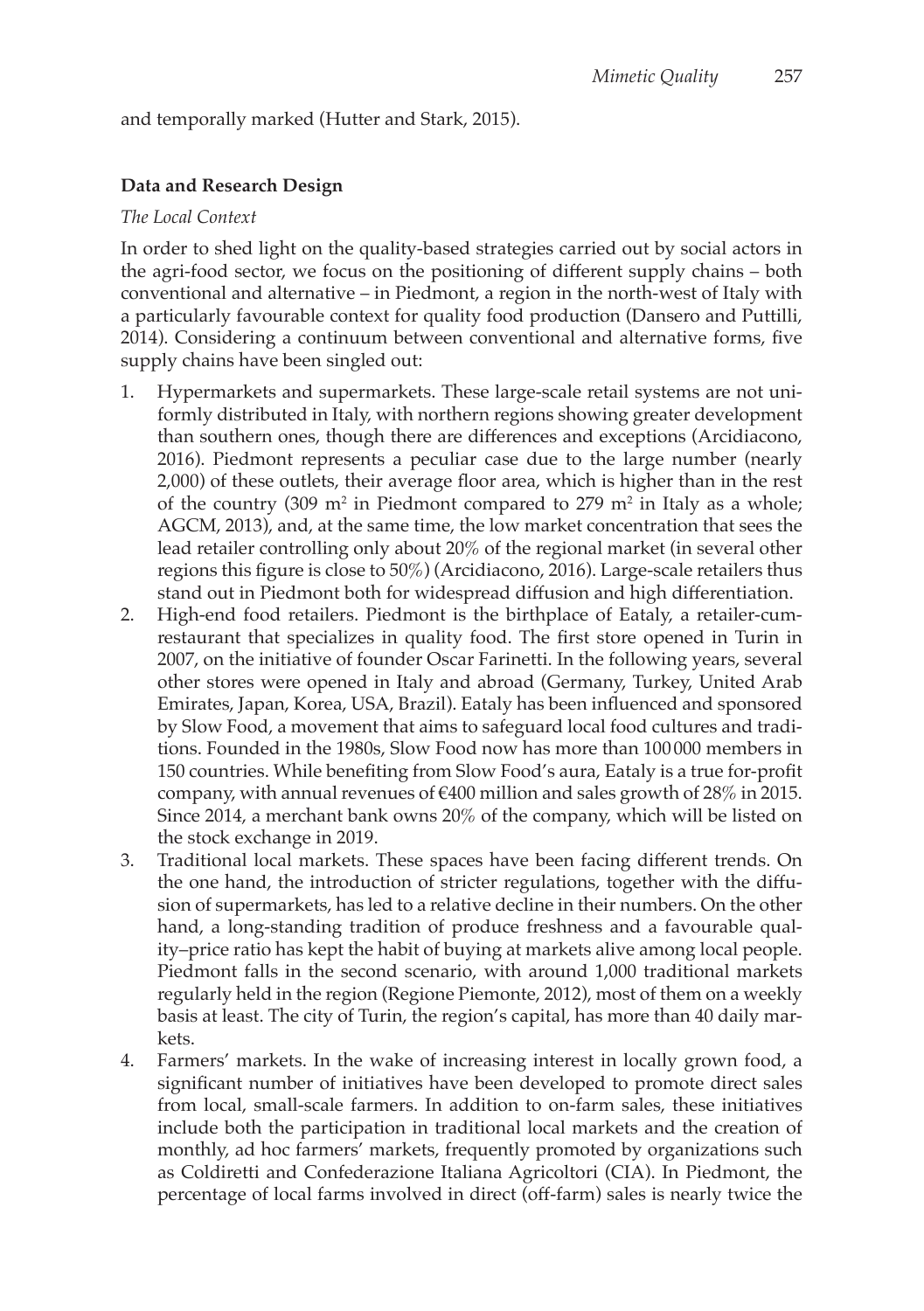and temporally marked (Hutter and Stark, 2015).

### Data and Research Design

#### *The Local Context*

In order to shed light on the quality-based strategies carried out by social actors in the agri-food sector, we focus on the positioning of different supply chains – both conventional and alternative – in Piedmont, a region in the north-west of Italy with a particularly favourable context for quality food production (Dansero and Puttilli, 2014). Considering a continuum between conventional and alternative forms, five supply chains have been singled out:

1. Hypermarkets and supermarkets. These large-scale retail systems are not uniformly distributed in Italy, with northern regions showing greater development than southern ones, though there are differences and exceptions (Arcidiacono, 2016). Piedmont represents a peculiar case due to the large number (nearly 2,000) of these outlets, their average floor area, which is higher than in the rest of the country (309 $m^2$ in Piedmont compared to 279 $m^2$ in Italy as a whole; AGCM, 2013), and, at the same time, the low market concentration that sees the lead retailer controlling only about 20% of the regional market (in several other regions this figure is close to 50%) (Arcidiacono, 2016). Large-scale retailers thus stand out in Piedmont both for widespread diffusion and high differentiation.
2. High-end food retailers. Piedmont is the birthplace of Eataly, a retailer-cum-restaurant that specializes in quality food. The first store opened in Turin in 2007, on the initiative of founder Oscar Farinetti. In the following years, several other stores were opened in Italy and abroad (Germany, Turkey, United Arab Emirates, Japan, Korea, USA, Brazil). Eataly has been influenced and sponsored by Slow Food, a movement that aims to safeguard local food cultures and traditions. Founded in the 1980s, Slow Food now has more than 100 000 members in 150 countries. While benefiting from Slow Food's aura, Eataly is a true for-profit company, with annual revenues of €400 million and sales growth of 28% in 2015. Since 2014, a merchant bank owns 20% of the company, which will be listed on the stock exchange in 2019.
3. Traditional local markets. These spaces have been facing different trends. On the one hand, the introduction of stricter regulations, together with the diffusion of supermarkets, has led to a relative decline in their numbers. On the other hand, a long-standing tradition of produce freshness and a favourable quality–price ratio has kept the habit of buying at markets alive among local people. Piedmont falls in the second scenario, with around 1,000 traditional markets regularly held in the region (Regione Piemonte, 2012), most of them on a weekly basis at least. The city of Turin, the region's capital, has more than 40 daily markets.
4. Farmers' markets. In the wake of increasing interest in locally grown food, a significant number of initiatives have been developed to promote direct sales from local, small-scale farmers. In addition to on-farm sales, these initiatives include both the participation in traditional local markets and the creation of monthly, ad hoc farmers' markets, frequently promoted by organizations such as Coldiretti and Confederazione Italiana Agricoltori (CIA). In Piedmont, the percentage of local farms involved in direct (off-farm) sales is nearly twice the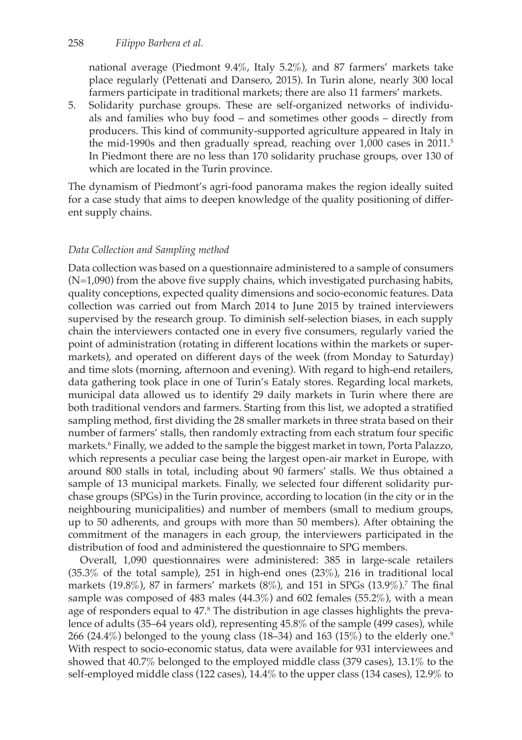national average (Piedmont 9.4%, Italy 5.2%), and 87 farmers' markets take place regularly (Pettenati and Dansero, 2015). In Turin alone, nearly 300 local farmers participate in traditional markets; there are also 11 farmers' markets.

5. Solidarity purchase groups. These are self-organized networks of individuals and families who buy food – and sometimes other goods – directly from producers. This kind of community-supported agriculture appeared in Italy in the mid-1990s and then gradually spread, reaching over 1,000 cases in 2011.[5] In Piedmont there are no less than 170 solidarity pruchase groups, over 130 of which are located in the Turin province.

The dynamism of Piedmont's agri-food panorama makes the region ideally suited for a case study that aims to deepen knowledge of the quality positioning of different supply chains.

### *Data Collection and Sampling method*

Data collection was based on a questionnaire administered to a sample of consumers (N=1,090) from the above five supply chains, which investigated purchasing habits, quality conceptions, expected quality dimensions and socio-economic features. Data collection was carried out from March 2014 to June 2015 by trained interviewers supervised by the research group. To diminish self-selection biases, in each supply chain the interviewers contacted one in every five consumers, regularly varied the point of administration (rotating in different locations within the markets or supermarkets), and operated on different days of the week (from Monday to Saturday) and time slots (morning, afternoon and evening). With regard to high-end retailers, data gathering took place in one of Turin's Eataly stores. Regarding local markets, municipal data allowed us to identify 29 daily markets in Turin where there are both traditional vendors and farmers. Starting from this list, we adopted a stratified sampling method, first dividing the 28 smaller markets in three strata based on their number of farmers' stalls, then randomly extracting from each stratum four specific markets.[6] Finally, we added to the sample the biggest market in town, Porta Palazzo, which represents a peculiar case being the largest open-air market in Europe, with around 800 stalls in total, including about 90 farmers' stalls. We thus obtained a sample of 13 municipal markets. Finally, we selected four different solidarity purchase groups (SPGs) in the Turin province, according to location (in the city or in the neighbouring municipalities) and number of members (small to medium groups, up to 50 adherents, and groups with more than 50 members). After obtaining the commitment of the managers in each group, the interviewers participated in the distribution of food and administered the questionnaire to SPG members.

Overall, 1,090 questionnaires were administered: 385 in large-scale retailers (35.3% of the total sample), 251 in high-end ones (23%), 216 in traditional local markets (19.8%), 87 in farmers' markets (8%), and 151 in SPGs (13.9%).[7] The final sample was composed of 483 males (44.3%) and 602 females (55.2%), with a mean age of responders equal to 47.[8] The distribution in age classes highlights the prevalence of adults (35–64 years old), representing 45.8% of the sample (499 cases), while 266 (24.4%) belonged to the young class (18–34) and 163 (15%) to the elderly one.[9] With respect to socio-economic status, data were available for 931 interviewees and showed that 40.7% belonged to the employed middle class (379 cases), 13.1% to the self-employed middle class (122 cases), 14.4% to the upper class (134 cases), 12.9% to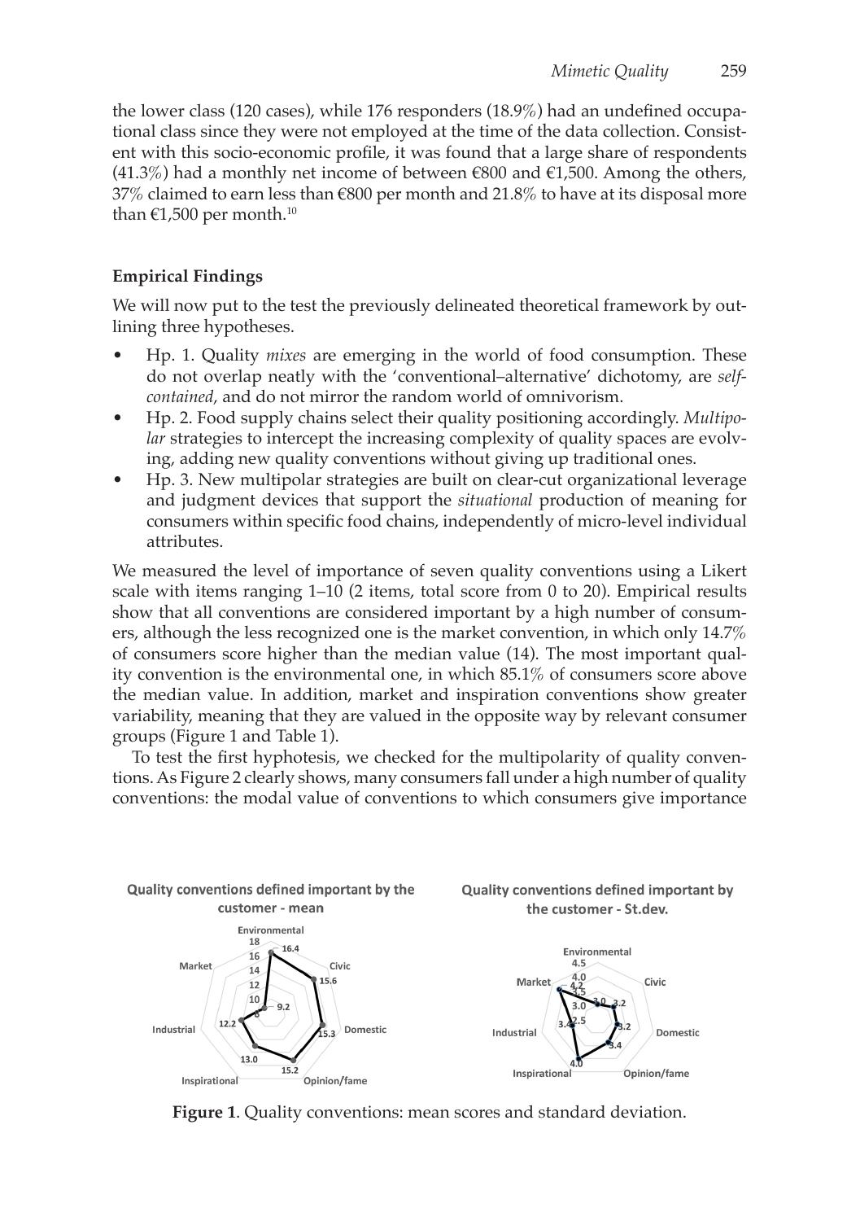the lower class (120 cases), while 176 responders (18.9%) had an undefined occupational class since they were not employed at the time of the data collection. Consistent with this socio-economic profile, it was found that a large share of respondents (41.3%) had a monthly net income of between €800 and €1,500. Among the others, 37% claimed to earn less than €800 per month and 21.8% to have at its disposal more than €1,500 per month.[10]

### Empirical Findings

We will now put to the test the previously delineated theoretical framework by outlining three hypotheses.

- Hp. 1. Quality *mixes* are emerging in the world of food consumption. These do not overlap neatly with the 'conventional–alternative' dichotomy, are *self-contained*, and do not mirror the random world of omnivorism.
- Hp. 2. Food supply chains select their quality positioning accordingly. *Multipolar* strategies to intercept the increasing complexity of quality spaces are evolving, adding new quality conventions without giving up traditional ones.
- Hp. 3. New multipolar strategies are built on clear-cut organizational leverage and judgment devices that support the *situational* production of meaning for consumers within specific food chains, independently of micro-level individual attributes.

We measured the level of importance of seven quality conventions using a Likert scale with items ranging 1–10 (2 items, total score from 0 to 20). Empirical results show that all conventions are considered important by a high number of consumers, although the less recognized one is the market convention, in which only 14.7% of consumers score higher than the median value (14). The most important quality convention is the environmental one, in which 85.1% of consumers score above the median value. In addition, market and inspiration conventions show greater variability, meaning that they are valued in the opposite way by relevant consumer groups (Figure 1 and Table 1).

To test the first hypothesis, we checked for the multipolarity of quality conventions. As Figure 2 clearly shows, many consumers fall under a high number of quality conventions: the modal value of conventions to which consumers give importance

**Figure 1**. Quality conventions: mean scores and standard deviation.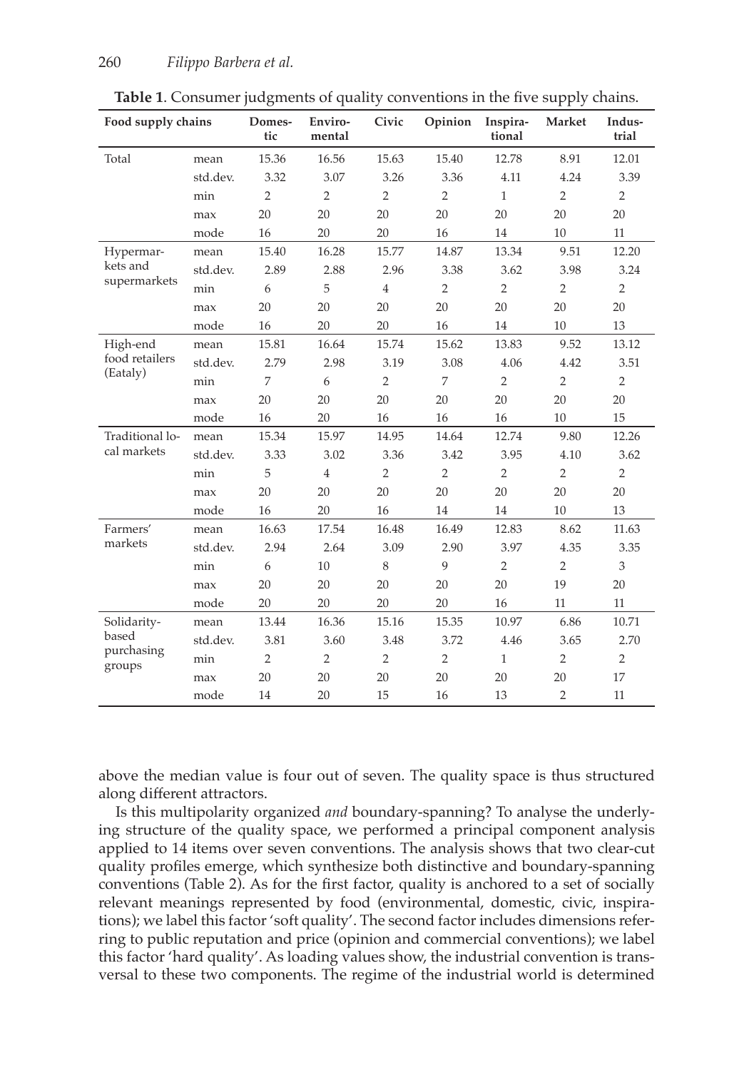**Table 1**. Consumer judgments of quality conventions in the five supply chains.

| Food supply chains | | Domestic | Environmental | Civic | Opinion | Inspirational | Market | Industrial |
|---|---|---|---|---|---|---|---|---|
| Total | mean | 15.36 | 16.56 | 15.63 | 15.40 | 12.78 | 8.91 | 12.01 |
| | std.dev. | 3.32 | 3.07 | 3.26 | 3.36 | 4.11 | 4.24 | 3.39 |
| | min | 2 | 2 | 2 | 2 | 1 | 2 | 2 |
| | max | 20 | 20 | 20 | 20 | 20 | 20 | 20 |
| | mode | 16 | 20 | 20 | 16 | 14 | 10 | 11 |
| Hypermarkets and supermarkets | mean | 15.40 | 16.28 | 15.77 | 14.87 | 13.34 | 9.51 | 12.20 |
| | std.dev. | 2.89 | 2.88 | 2.96 | 3.38 | 3.62 | 3.98 | 3.24 |
| | min | 6 | 5 | 4 | 2 | 2 | 2 | 2 |
| | max | 20 | 20 | 20 | 20 | 20 | 20 | 20 |
| | mode | 16 | 20 | 20 | 16 | 14 | 10 | 13 |
| High-end food retailers (Eataly) | mean | 15.81 | 16.64 | 15.74 | 15.62 | 13.83 | 9.52 | 13.12 |
| | std.dev. | 2.79 | 2.98 | 3.19 | 3.08 | 4.06 | 4.42 | 3.51 |
| | min | 7 | 6 | 2 | 7 | 2 | 2 | 2 |
| | max | 20 | 20 | 20 | 20 | 20 | 20 | 20 |
| | mode | 16 | 20 | 16 | 16 | 16 | 10 | 15 |
| Traditional local markets | mean | 15.34 | 15.97 | 14.95 | 14.64 | 12.74 | 9.80 | 12.26 |
| | std.dev. | 3.33 | 3.02 | 3.36 | 3.42 | 3.95 | 4.10 | 3.62 |
| | min | 5 | 4 | 2 | 2 | 2 | 2 | 2 |
| | max | 20 | 20 | 20 | 20 | 20 | 20 | 20 |
| | mode | 16 | 20 | 16 | 14 | 14 | 10 | 13 |
| Farmers' markets | mean | 16.63 | 17.54 | 16.48 | 16.49 | 12.83 | 8.62 | 11.63 |
| | std.dev. | 2.94 | 2.64 | 3.09 | 2.90 | 3.97 | 4.35 | 3.35 |
| | min | 6 | 10 | 8 | 9 | 2 | 2 | 3 |
| | max | 20 | 20 | 20 | 20 | 20 | 19 | 20 |
| | mode | 20 | 20 | 20 | 20 | 16 | 11 | 11 |
| Solidarity-based purchasing groups | mean | 13.44 | 16.36 | 15.16 | 15.35 | 10.97 | 6.86 | 10.71 |
| | std.dev. | 3.81 | 3.60 | 3.48 | 3.72 | 4.46 | 3.65 | 2.70 |
| | min | 2 | 2 | 2 | 2 | 1 | 2 | 2 |
| | max | 20 | 20 | 20 | 20 | 20 | 20 | 17 |
| | mode | 14 | 20 | 15 | 16 | 13 | 2 | 11 |

above the median value is four out of seven. The quality space is thus structured along different attractors.

Is this multipolarity organized *and* boundary-spanning? To analyse the underlying structure of the quality space, we performed a principal component analysis applied to 14 items over seven conventions. The analysis shows that two clear-cut quality profiles emerge, which synthesize both distinctive and boundary-spanning conventions (Table 2). As for the first factor, quality is anchored to a set of socially relevant meanings represented by food (environmental, domestic, civic, inspirations); we label this factor 'soft quality'. The second factor includes dimensions referring to public reputation and price (opinion and commercial conventions); we label this factor 'hard quality'. As loading values show, the industrial convention is transversal to these two components. The regime of the industrial world is determined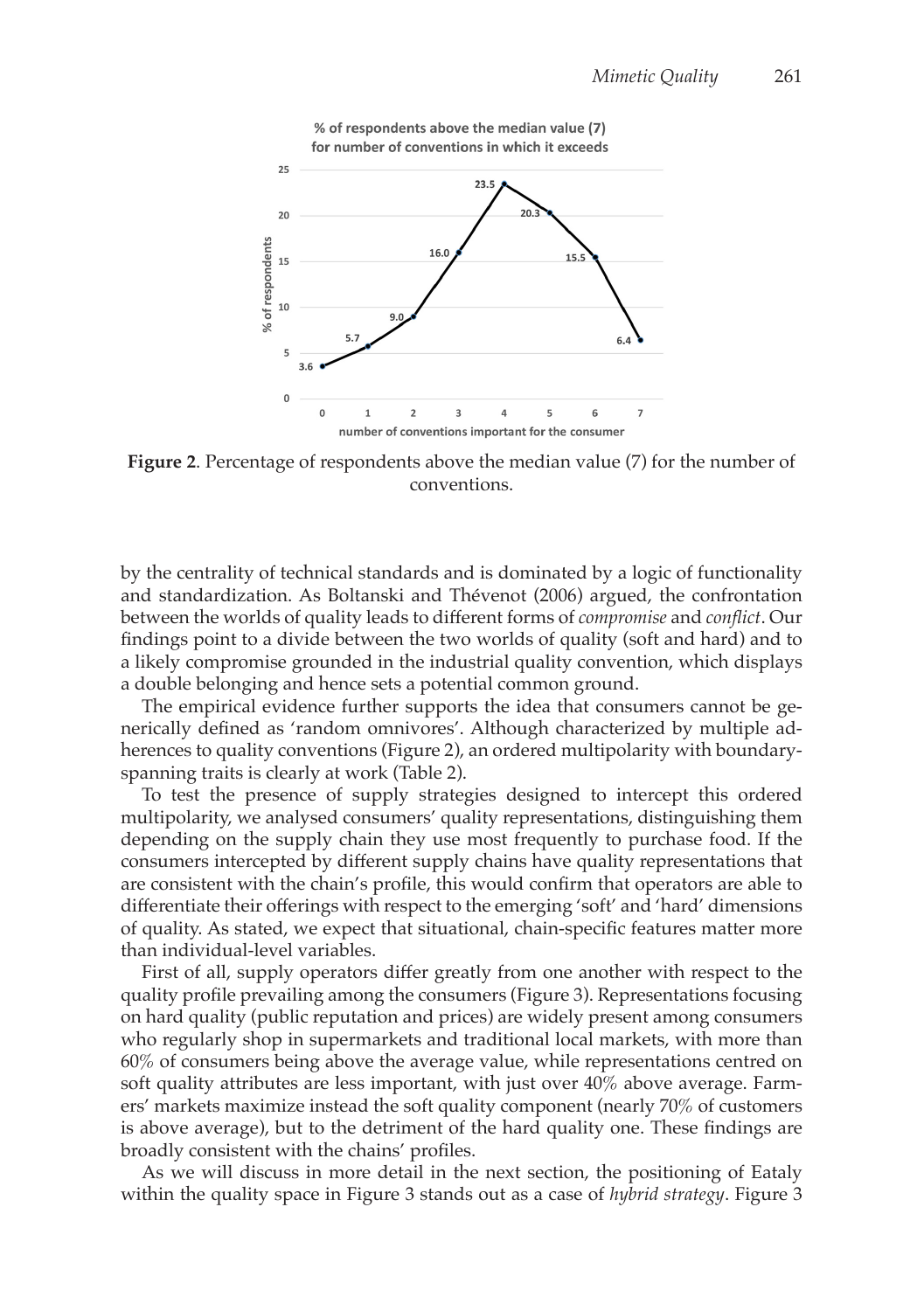**Figure 2**. Percentage of respondents above the median value (7) for the number of conventions.

by the centrality of technical standards and is dominated by a logic of functionality and standardization. As Boltanski and Thévenot (2006) argued, the confrontation between the worlds of quality leads to different forms of *compromise* and *conflict*. Our findings point to a divide between the two worlds of quality (soft and hard) and to a likely compromise grounded in the industrial quality convention, which displays a double belonging and hence sets a potential common ground.

The empirical evidence further supports the idea that consumers cannot be generically defined as 'random omnivores'. Although characterized by multiple adherences to quality conventions (Figure 2), an ordered multipolarity with boundary-spanning traits is clearly at work (Table 2).

To test the presence of supply strategies designed to intercept this ordered multipolarity, we analysed consumers' quality representations, distinguishing them depending on the supply chain they use most frequently to purchase food. If the consumers intercepted by different supply chains have quality representations that are consistent with the chain's profile, this would confirm that operators are able to differentiate their offerings with respect to the emerging 'soft' and 'hard' dimensions of quality. As stated, we expect that situational, chain-specific features matter more than individual-level variables.

First of all, supply operators differ greatly from one another with respect to the quality profile prevailing among the consumers (Figure 3). Representations focusing on hard quality (public reputation and prices) are widely present among consumers who regularly shop in supermarkets and traditional local markets, with more than 60% of consumers being above the average value, while representations centred on soft quality attributes are less important, with just over 40% above average. Farmers' markets maximize instead the soft quality component (nearly 70% of customers is above average), but to the detriment of the hard quality one. These findings are broadly consistent with the chains' profiles.

As we will discuss in more detail in the next section, the positioning of Eataly within the quality space in Figure 3 stands out as a case of *hybrid strategy*. Figure 3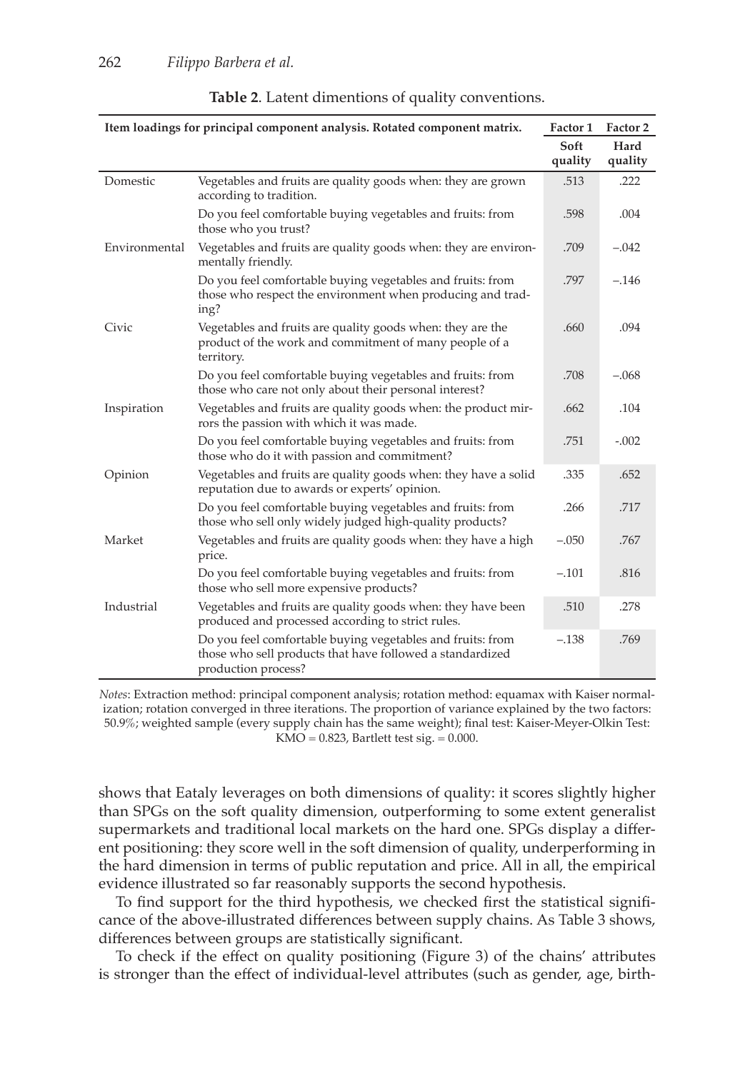**Table 2**. Latent dimentions of quality conventions.

| Item loadings for principal component analysis. Rotated component matrix. | | Factor 1 | Factor 2 |
|---|---|---|---|
| | | Soft quality | Hard quality |
| Domestic | Vegetables and fruits are quality goods when: they are grown according to tradition. | .513 | .222 |
| | Do you feel comfortable buying vegetables and fruits: from those who you trust? | .598 | .004 |
| Environmental | Vegetables and fruits are quality goods when: they are environmentally friendly. | .709 | –.042 |
| | Do you feel comfortable buying vegetables and fruits: from those who respect the environment when producing and trading? | .797 | –.146 |
| Civic | Vegetables and fruits are quality goods when: they are the product of the work and commitment of many people of a territory. | .660 | .094 |
| | Do you feel comfortable buying vegetables and fruits: from those who care not only about their personal interest? | .708 | –.068 |
| Inspiration | Vegetables and fruits are quality goods when: the product mirrors the passion with which it was made. | .662 | .104 |
| | Do you feel comfortable buying vegetables and fruits: from those who do it with passion and commitment? | .751 | -.002 |
| Opinion | Vegetables and fruits are quality goods when: they have a solid reputation due to awards or experts' opinion. | .335 | .652 |
| | Do you feel comfortable buying vegetables and fruits: from those who sell only widely judged high-quality products? | .266 | .717 |
| Market | Vegetables and fruits are quality goods when: they have a high price. | –.050 | .767 |
| | Do you feel comfortable buying vegetables and fruits: from those who sell more expensive products? | –.101 | .816 |
| Industrial | Vegetables and fruits are quality goods when: they have been produced and processed according to strict rules. | .510 | .278 |
| | Do you feel comfortable buying vegetables and fruits: from those who sell products that have followed a standardized production process? | –.138 | .769 |

*Notes*: Extraction method: principal component analysis; rotation method: equamax with Kaiser normalization; rotation converged in three iterations. The proportion of variance explained by the two factors: 50.9%; weighted sample (every supply chain has the same weight); final test: Kaiser-Meyer-Olkin Test: KMO = 0.823, Bartlett test sig. = 0.000.

shows that Eataly leverages on both dimensions of quality: it scores slightly higher than SPGs on the soft quality dimension, outperforming to some extent generalist supermarkets and traditional local markets on the hard one. SPGs display a different positioning: they score well in the soft dimension of quality, underperforming in the hard dimension in terms of public reputation and price. All in all, the empirical evidence illustrated so far reasonably supports the second hypothesis.

To find support for the third hypothesis, we checked first the statistical significance of the above-illustrated differences between supply chains. As Table 3 shows, differences between groups are statistically significant.

To check if the effect on quality positioning (Figure 3) of the chains' attributes is stronger than the effect of individual-level attributes (such as gender, age, birth-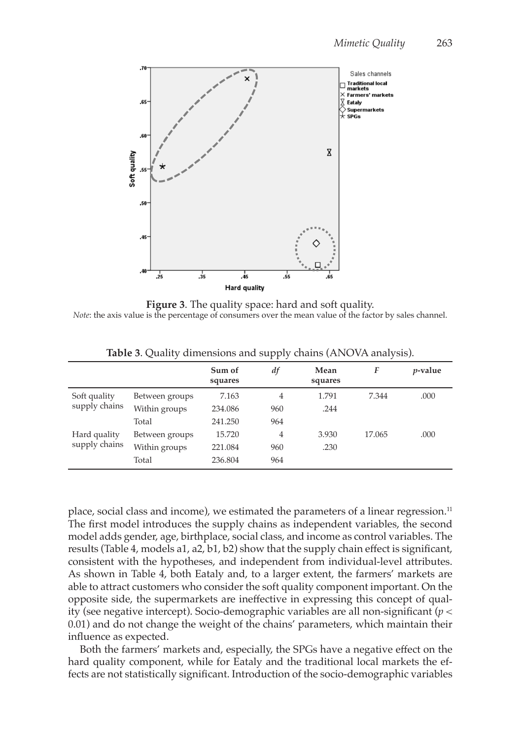**Figure 3**. The quality space: hard and soft quality.

*Note*: the axis value is the percentage of consumers over the mean value of the factor by sales channel.

**Table 3**. Quality dimensions and supply chains (ANOVA analysis).

| | | Sum of squares | *df* | Mean squares | *F* | *p*-value |
|---|---|---|---|---|---|---|
| Soft quality supply chains | Between groups | 7.163 | 4 | 1.791 | 7.344 | .000 |
| | Within groups | 234.086 | 960 | .244 | | |
| | Total | 241.250 | 964 | | | |
| Hard quality supply chains | Between groups | 15.720 | 4 | 3.930 | 17.065 | .000 |
| | Within groups | 221.084 | 960 | .230 | | |
| | Total | 236.804 | 964 | | | |

place, social class and income), we estimated the parameters of a linear regression.[11] The first model introduces the supply chains as independent variables, the second model adds gender, age, birthplace, social class, and income as control variables. The results (Table 4, models a1, a2, b1, b2) show that the supply chain effect is significant, consistent with the hypotheses, and independent from individual-level attributes. As shown in Table 4, both Eataly and, to a larger extent, the farmers' markets are able to attract customers who consider the soft quality component important. On the opposite side, the supermarkets are ineffective in expressing this concept of quality (see negative intercept). Socio-demographic variables are all non-significant ($p <$ 0.01) and do not change the weight of the chains' parameters, which maintain their influence as expected.

Both the farmers' markets and, especially, the SPGs have a negative effect on the hard quality component, while for Eataly and the traditional local markets the effects are not statistically significant. Introduction of the socio-demographic variables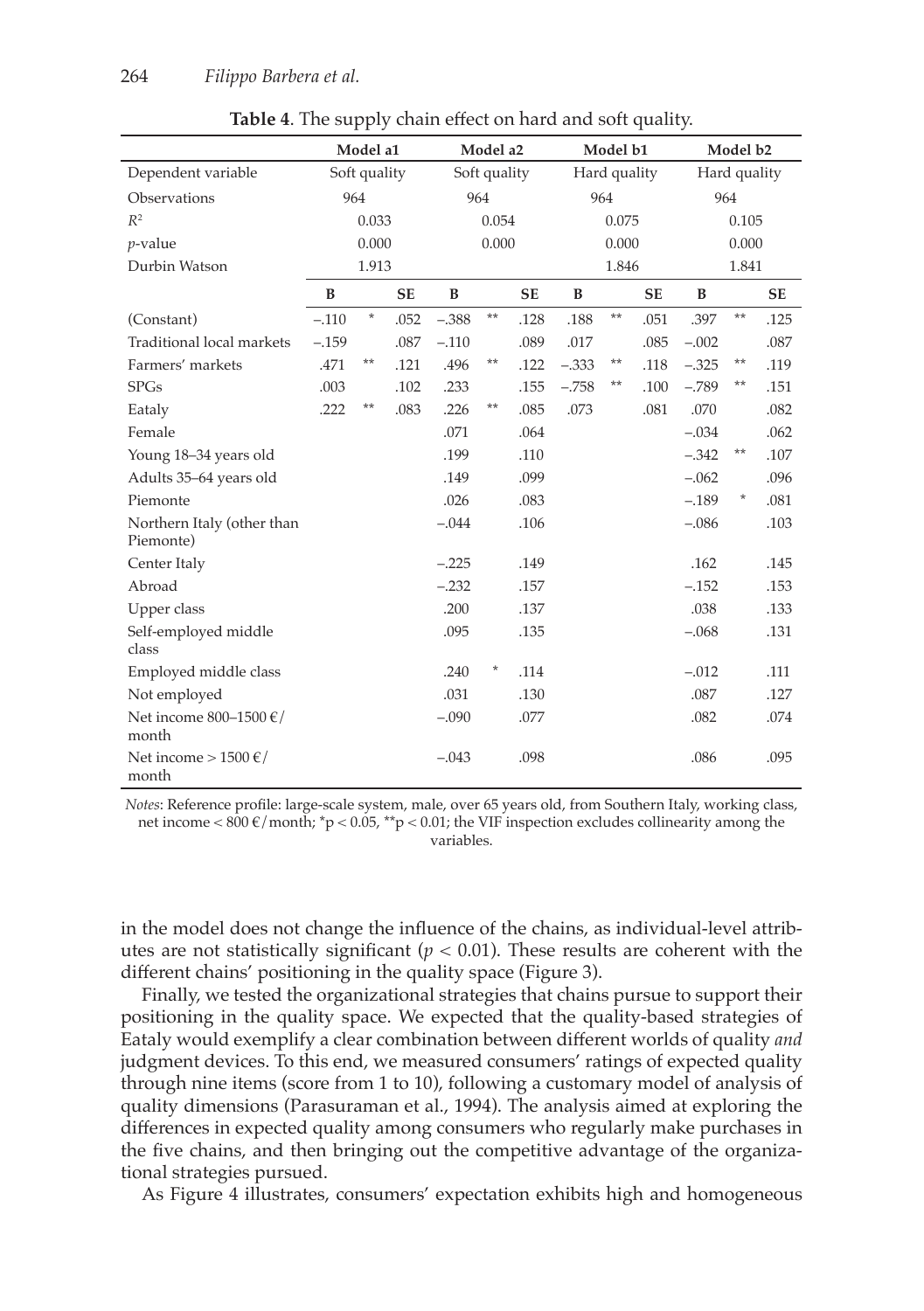**Table 4**. The supply chain effect on hard and soft quality.

| | Model a1 | | | Model a2 | | | Model b1 | | | Model b2 | | |
|---|---|---|---|---|---|---|---|---|---|---|---|---|
| Dependent variable | Soft quality | | | Soft quality | | | Hard quality | | | Hard quality | | |
| Observations | 964 | | | 964 | | | 964 | | | 964 | | |
| $R^2$ | 0.033 | | | 0.054 | | | 0.075 | | | 0.105 | | |
| *p*-value | 0.000 | | | 0.000 | | | 0.000 | | | 0.000 | | |
| Durbin Watson | 1.913 | | | | | | 1.846 | | | 1.841 | | |
| | **B** | | **SE** | **B** | | **SE** | **B** | | **SE** | **B** | | **SE** |
| (Constant) | –.110 | * | .052 | –.388 | ** | .128 | .188 | ** | .051 | .397 | ** | .125 |
| Traditional local markets | –.159 | | .087 | –.110 | | .089 | .017 | | .085 | –.002 | | .087 |
| Farmers' markets | .471 | ** | .121 | .496 | ** | .122 | –.333 | ** | .118 | –.325 | ** | .119 |
| SPGs | .003 | | .102 | .233 | | .155 | –.758 | ** | .100 | –.789 | ** | .151 |
| Eataly | .222 | ** | .083 | .226 | ** | .085 | .073 | | .081 | .070 | | .082 |
| Female | | | | .071 | | .064 | | | | –.034 | | .062 |
| Young 18–34 years old | | | | .199 | | .110 | | | | –.342 | ** | .107 |
| Adults 35–64 years old | | | | .149 | | .099 | | | | –.062 | | .096 |
| Piemonte | | | | .026 | | .083 | | | | –.189 | * | .081 |
| Northern Italy (other than Piemonte) | | | | –.044 | | .106 | | | | –.086 | | .103 |
| Center Italy | | | | –.225 | | .149 | | | | .162 | | .145 |
| Abroad | | | | –.232 | | .157 | | | | –.152 | | .153 |
| Upper class | | | | .200 | | .137 | | | | .038 | | .133 |
| Self-employed middle class | | | | .095 | | .135 | | | | –.068 | | .131 |
| Employed middle class | | | | .240 | * | .114 | | | | –.012 | | .111 |
| Not employed | | | | .031 | | .130 | | | | .087 | | .127 |
| Net income 800–1500 €/month | | | | –.090 | | .077 | | | | .082 | | .074 |
| Net income > 1500 €/month | | | | –.043 | | .098 | | | | .086 | | .095 |

*Notes*: Reference profile: large-scale system, male, over 65 years old, from Southern Italy, working class, net income < 800 €/month; *p < 0.05, **p < 0.01; the VIF inspection excludes collinearity among the variables.

in the model does not change the influence of the chains, as individual-level attributes are not statistically significant ($p < 0.01$). These results are coherent with the different chains' positioning in the quality space (Figure 3).

Finally, we tested the organizational strategies that chains pursue to support their positioning in the quality space. We expected that the quality-based strategies of Eataly would exemplify a clear combination between different worlds of quality *and* judgment devices. To this end, we measured consumers' ratings of expected quality through nine items (score from 1 to 10), following a customary model of analysis of quality dimensions (Parasuraman et al., 1994). The analysis aimed at exploring the differences in expected quality among consumers who regularly make purchases in the five chains, and then bringing out the competitive advantage of the organizational strategies pursued.

As Figure 4 illustrates, consumers' expectation exhibits high and homogeneous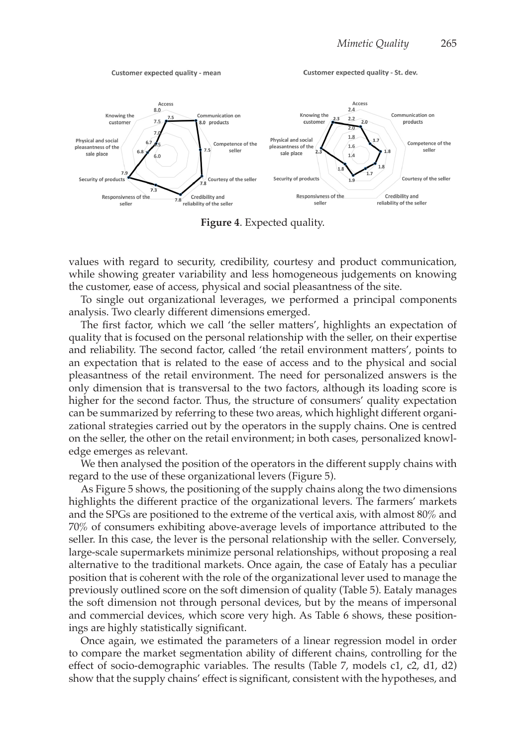Customer expected quality - mean

Customer expected quality - St. dev.

**Figure 4**. Expected quality.

values with regard to security, credibility, courtesy and product communication, while showing greater variability and less homogeneous judgements on knowing the customer, ease of access, physical and social pleasantness of the site.

To single out organizational leverages, we performed a principal components analysis. Two clearly different dimensions emerged.

The first factor, which we call 'the seller matters', highlights an expectation of quality that is focused on the personal relationship with the seller, on their expertise and reliability. The second factor, called 'the retail environment matters', points to an expectation that is related to the ease of access and to the physical and social pleasantness of the retail environment. The need for personalized answers is the only dimension that is transversal to the two factors, although its loading score is higher for the second factor. Thus, the structure of consumers' quality expectation can be summarized by referring to these two areas, which highlight different organizational strategies carried out by the operators in the supply chains. One is centred on the seller, the other on the retail environment; in both cases, personalized knowledge emerges as relevant.

We then analysed the position of the operators in the different supply chains with regard to the use of these organizational levers (Figure 5).

As Figure 5 shows, the positioning of the supply chains along the two dimensions highlights the different practice of the organizational levers. The farmers' markets and the SPGs are positioned to the extreme of the vertical axis, with almost 80% and 70% of consumers exhibiting above-average levels of importance attributed to the seller. In this case, the lever is the personal relationship with the seller. Conversely, large-scale supermarkets minimize personal relationships, without proposing a real alternative to the traditional markets. Once again, the case of Eataly has a peculiar position that is coherent with the role of the organizational lever used to manage the previously outlined score on the soft dimension of quality (Table 5). Eataly manages the soft dimension not through personal devices, but by the means of impersonal and commercial devices, which score very high. As Table 6 shows, these positionings are highly statistically significant.

Once again, we estimated the parameters of a linear regression model in order to compare the market segmentation ability of different chains, controlling for the effect of socio-demographic variables. The results (Table 7, models c1, c2, d1, d2) show that the supply chains' effect is significant, consistent with the hypotheses, and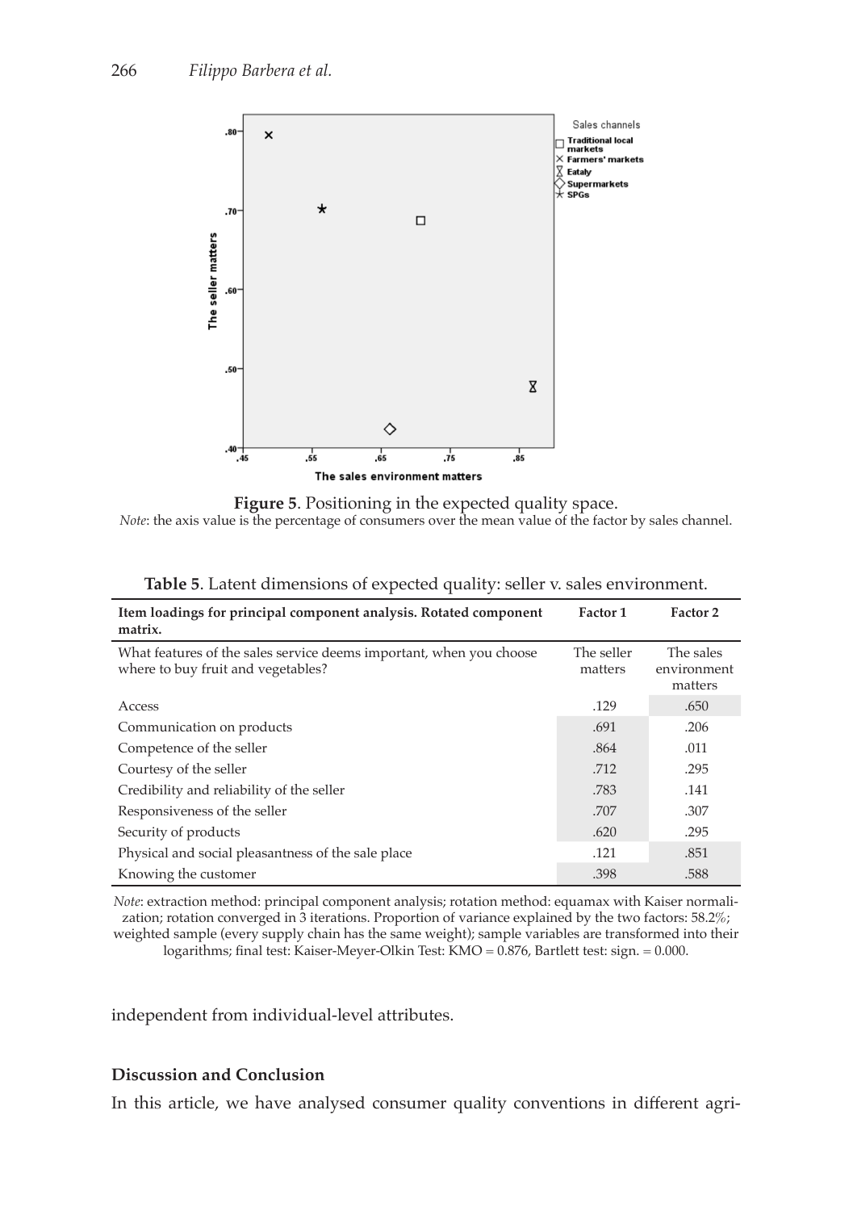**Figure 5**. Positioning in the expected quality space.

*Note*: the axis value is the percentage of consumers over the mean value of the factor by sales channel.

**Table 5**. Latent dimensions of expected quality: seller v. sales environment.

| Item loadings for principal component analysis. Rotated component matrix. | Factor 1 | Factor 2 |
|---|---|---|
| What features of the sales service deems important, when you choose where to buy fruit and vegetables? | The seller matters | The sales environment matters |
| Access | .129 | .650 |
| Communication on products | .691 | .206 |
| Competence of the seller | .864 | .011 |
| Courtesy of the seller | .712 | .295 |
| Credibility and reliability of the seller | .783 | .141 |
| Responsiveness of the seller | .707 | .307 |
| Security of products | .620 | .295 |
| Physical and social pleasantness of the sale place | .121 | .851 |
| Knowing the customer | .398 | .588 |

*Note*: extraction method: principal component analysis; rotation method: equamax with Kaiser normalization; rotation converged in 3 iterations. Proportion of variance explained by the two factors: 58.2%; weighted sample (every supply chain has the same weight); sample variables are transformed into their logarithms; final test: Kaiser-Meyer-Olkin Test: KMO = 0.876, Bartlett test: sign. = 0.000.

independent from individual-level attributes.

### Discussion and Conclusion

In this article, we have analysed consumer quality conventions in different agri-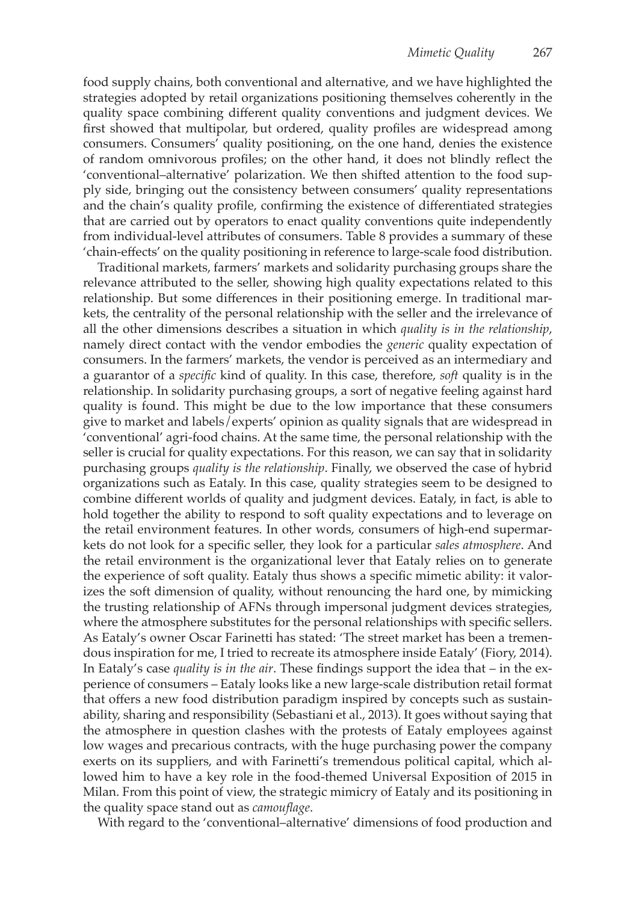food supply chains, both conventional and alternative, and we have highlighted the strategies adopted by retail organizations positioning themselves coherently in the quality space combining different quality conventions and judgment devices. We first showed that multipolar, but ordered, quality profiles are widespread among consumers. Consumers' quality positioning, on the one hand, denies the existence of random omnivorous profiles; on the other hand, it does not blindly reflect the 'conventional–alternative' polarization. We then shifted attention to the food supply side, bringing out the consistency between consumers' quality representations and the chain's quality profile, confirming the existence of differentiated strategies that are carried out by operators to enact quality conventions quite independently from individual-level attributes of consumers. Table 8 provides a summary of these 'chain-effects' on the quality positioning in reference to large-scale food distribution.

Traditional markets, farmers' markets and solidarity purchasing groups share the relevance attributed to the seller, showing high quality expectations related to this relationship. But some differences in their positioning emerge. In traditional markets, the centrality of the personal relationship with the seller and the irrelevance of all the other dimensions describes a situation in which *quality is in the relationship*, namely direct contact with the vendor embodies the *generic* quality expectation of consumers. In the farmers' markets, the vendor is perceived as an intermediary and a guarantor of a *specific* kind of quality. In this case, therefore, *soft* quality is in the relationship. In solidarity purchasing groups, a sort of negative feeling against hard quality is found. This might be due to the low importance that these consumers give to market and labels/experts' opinion as quality signals that are widespread in 'conventional' agri-food chains. At the same time, the personal relationship with the seller is crucial for quality expectations. For this reason, we can say that in solidarity purchasing groups *quality is the relationship*. Finally, we observed the case of hybrid organizations such as Eataly. In this case, quality strategies seem to be designed to combine different worlds of quality and judgment devices. Eataly, in fact, is able to hold together the ability to respond to soft quality expectations and to leverage on the retail environment features. In other words, consumers of high-end supermarkets do not look for a specific seller, they look for a particular *sales atmosphere*. And the retail environment is the organizational lever that Eataly relies on to generate the experience of soft quality. Eataly thus shows a specific mimetic ability: it valorizes the soft dimension of quality, without renouncing the hard one, by mimicking the trusting relationship of AFNs through impersonal judgment devices strategies, where the atmosphere substitutes for the personal relationships with specific sellers. As Eataly's owner Oscar Farinetti has stated: 'The street market has been a tremendous inspiration for me, I tried to recreate its atmosphere inside Eataly' (Fiory, 2014). In Eataly's case *quality is in the air*. These findings support the idea that – in the experience of consumers – Eataly looks like a new large-scale distribution retail format that offers a new food distribution paradigm inspired by concepts such as sustainability, sharing and responsibility (Sebastiani et al., 2013). It goes without saying that the atmosphere in question clashes with the protests of Eataly employees against low wages and precarious contracts, with the huge purchasing power the company exerts on its suppliers, and with Farinetti's tremendous political capital, which allowed him to have a key role in the food-themed Universal Exposition of 2015 in Milan. From this point of view, the strategic mimicry of Eataly and its positioning in the quality space stand out as *camouflage*.

With regard to the 'conventional–alternative' dimensions of food production and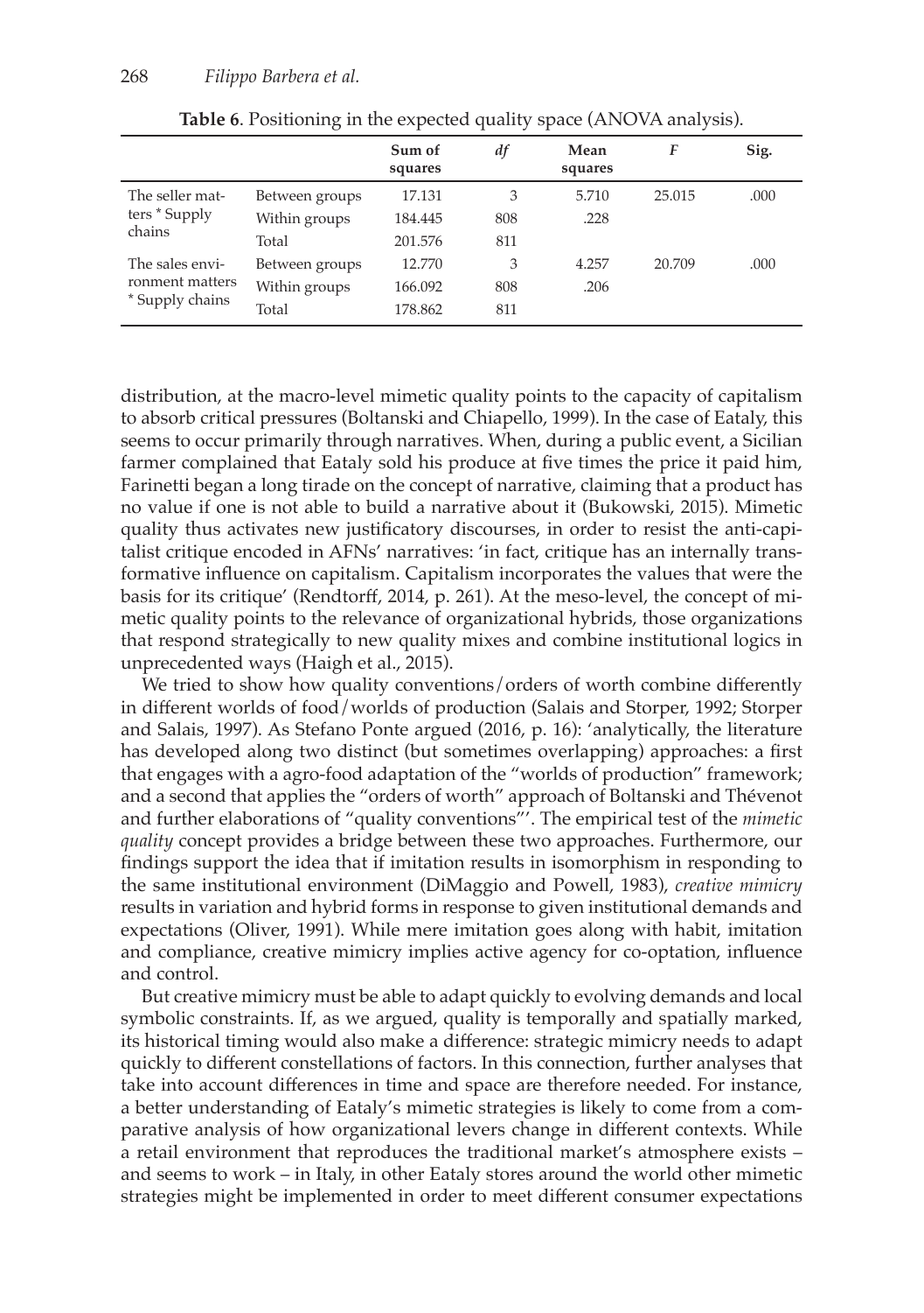**Table 6**. Positioning in the expected quality space (ANOVA analysis).

| | | Sum of squares | *df* | Mean squares | *F* | Sig. |
|---|---|---|---|---|---|---|
| The seller matters * Supply chains | Between groups | 17.131 | 3 | 5.710 | 25.015 | .000 |
| | Within groups | 184.445 | 808 | .228 | | |
| | Total | 201.576 | 811 | | | |
| The sales environment matters * Supply chains | Between groups | 12.770 | 3 | 4.257 | 20.709 | .000 |
| | Within groups | 166.092 | 808 | .206 | | |
| | Total | 178.862 | 811 | | | |

distribution, at the macro-level mimetic quality points to the capacity of capitalism to absorb critical pressures (Boltanski and Chiapello, 1999). In the case of Eataly, this seems to occur primarily through narratives. When, during a public event, a Sicilian farmer complained that Eataly sold his produce at five times the price it paid him, Farinetti began a long tirade on the concept of narrative, claiming that a product has no value if one is not able to build a narrative about it (Bukowski, 2015). Mimetic quality thus activates new justificatory discourses, in order to resist the anti-capitalist critique encoded in AFNs' narratives: 'in fact, critique has an internally transformative influence on capitalism. Capitalism incorporates the values that were the basis for its critique' (Rendtorff, 2014, p. 261). At the meso-level, the concept of mimetic quality points to the relevance of organizational hybrids, those organizations that respond strategically to new quality mixes and combine institutional logics in unprecedented ways (Haigh et al., 2015).

We tried to show how quality conventions/orders of worth combine differently in different worlds of food/worlds of production (Salais and Storper, 1992; Storper and Salais, 1997). As Stefano Ponte argued (2016, p. 16): 'analytically, the literature has developed along two distinct (but sometimes overlapping) approaches: a first that engages with a agro-food adaptation of the "worlds of production" framework; and a second that applies the "orders of worth" approach of Boltanski and Thévenot and further elaborations of "quality conventions"'. The empirical test of the *mimetic quality* concept provides a bridge between these two approaches. Furthermore, our findings support the idea that if imitation results in isomorphism in responding to the same institutional environment (DiMaggio and Powell, 1983), *creative mimicry* results in variation and hybrid forms in response to given institutional demands and expectations (Oliver, 1991). While mere imitation goes along with habit, imitation and compliance, creative mimicry implies active agency for co-optation, influence and control.

But creative mimicry must be able to adapt quickly to evolving demands and local symbolic constraints. If, as we argued, quality is temporally and spatially marked, its historical timing would also make a difference: strategic mimicry needs to adapt quickly to different constellations of factors. In this connection, further analyses that take into account differences in time and space are therefore needed. For instance, a better understanding of Eataly's mimetic strategies is likely to come from a comparative analysis of how organizational levers change in different contexts. While a retail environment that reproduces the traditional market's atmosphere exists – and seems to work – in Italy, in other Eataly stores around the world other mimetic strategies might be implemented in order to meet different consumer expectations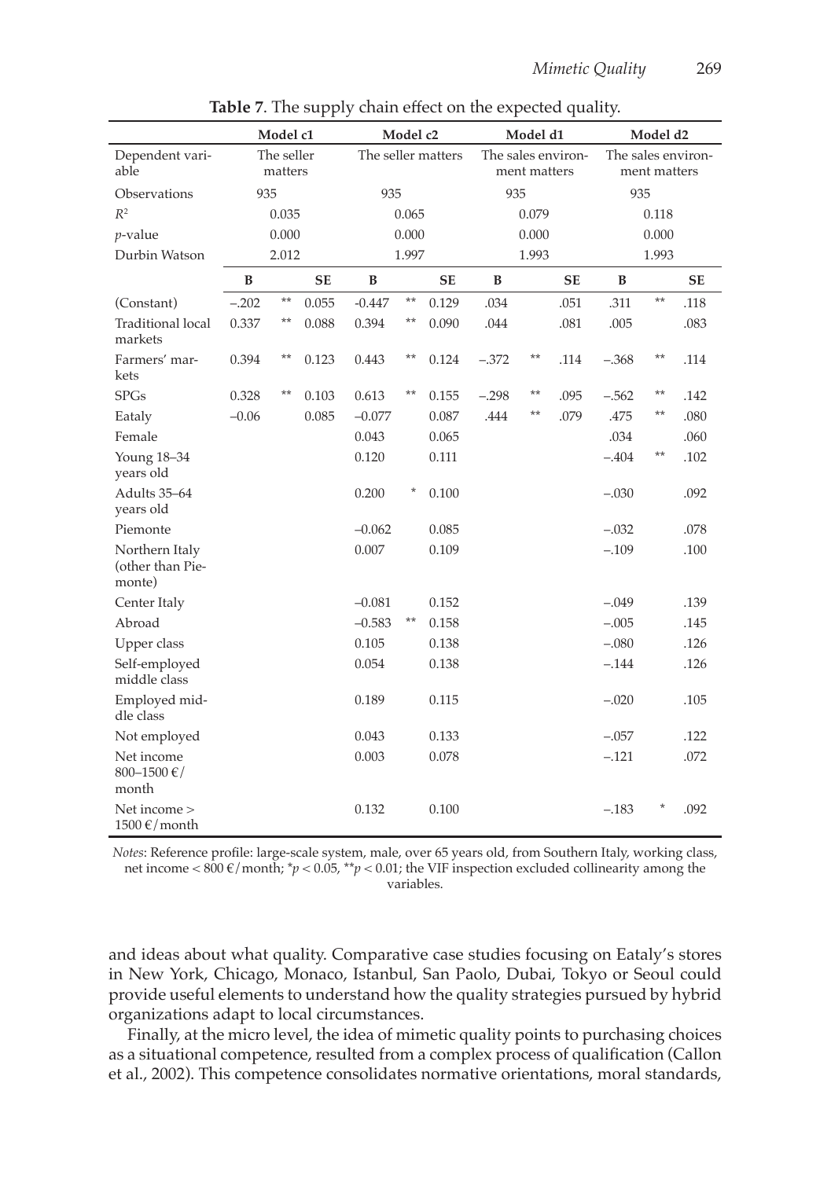**Table 7**. The supply chain effect on the expected quality.

| | Model c1 | | | Model c2 | | | Model d1 | | | Model d2 | | |
|---|---|---|---|---|---|---|---|---|---|---|---|---|
| Dependent variable | The seller matters | | | The seller matters | | | The sales environment matters | | | The sales environment matters | | |
| Observations | 935 | | | 935 | | | 935 | | | 935 | | |
| $R^2$ | 0.035 | | | 0.065 | | | 0.079 | | | 0.118 | | |
| *p*-value | 0.000 | | | 0.000 | | | 0.000 | | | 0.000 | | |
| Durbin Watson | 2.012 | | | 1.997 | | | 1.993 | | | 1.993 | | |
| | **B** | | **SE** | **B** | | **SE** | **B** | | **SE** | **B** | | **SE** |
| (Constant) | –.202 | ** | 0.055 | -0.447 | ** | 0.129 | .034 | | .051 | .311 | ** | .118 |
| Traditional local markets | 0.337 | ** | 0.088 | 0.394 | ** | 0.090 | .044 | | .081 | .005 | | .083 |
| Farmers' markets | 0.394 | ** | 0.123 | 0.443 | ** | 0.124 | –.372 | ** | .114 | –.368 | ** | .114 |
| SPGs | 0.328 | ** | 0.103 | 0.613 | ** | 0.155 | –.298 | ** | .095 | –.562 | ** | .142 |
| Eataly | –0.06 | | 0.085 | –0.077 | | 0.087 | .444 | ** | .079 | .475 | ** | .080 |
| Female | | | | 0.043 | | 0.065 | | | | .034 | | .060 |
| Young 18–34 years old | | | | 0.120 | | 0.111 | | | | –.404 | ** | .102 |
| Adults 35–64 years old | | | | 0.200 | * | 0.100 | | | | –.030 | | .092 |
| Piemonte | | | | –0.062 | | 0.085 | | | | –.032 | | .078 |
| Northern Italy (other than Piemonte) | | | | 0.007 | | 0.109 | | | | –.109 | | .100 |
| Center Italy | | | | –0.081 | | 0.152 | | | | –.049 | | .139 |
| Abroad | | | | –0.583 | ** | 0.158 | | | | –.005 | | .145 |
| Upper class | | | | 0.105 | | 0.138 | | | | –.080 | | .126 |
| Self-employed middle class | | | | 0.054 | | 0.138 | | | | –.144 | | .126 |
| Employed middle class | | | | 0.189 | | 0.115 | | | | –.020 | | .105 |
| Not employed | | | | 0.043 | | 0.133 | | | | –.057 | | .122 |
| Net income 800–1500 €/month | | | | 0.003 | | 0.078 | | | | –.121 | | .072 |
| Net income > 1500 €/month | | | | 0.132 | | 0.100 | | | | –.183 | * | .092 |

*Notes*: Reference profile: large-scale system, male, over 65 years old, from Southern Italy, working class, net income < 800 €/month; $^{*}p < 0.05$, $^{**}p < 0.01$; the VIF inspection excluded collinearity among the variables.

and ideas about what quality. Comparative case studies focusing on Eataly's stores in New York, Chicago, Monaco, Istanbul, San Paolo, Dubai, Tokyo or Seoul could provide useful elements to understand how the quality strategies pursued by hybrid organizations adapt to local circumstances.

Finally, at the micro level, the idea of mimetic quality points to purchasing choices as a situational competence, resulted from a complex process of qualification (Callon et al., 2002). This competence consolidates normative orientations, moral standards,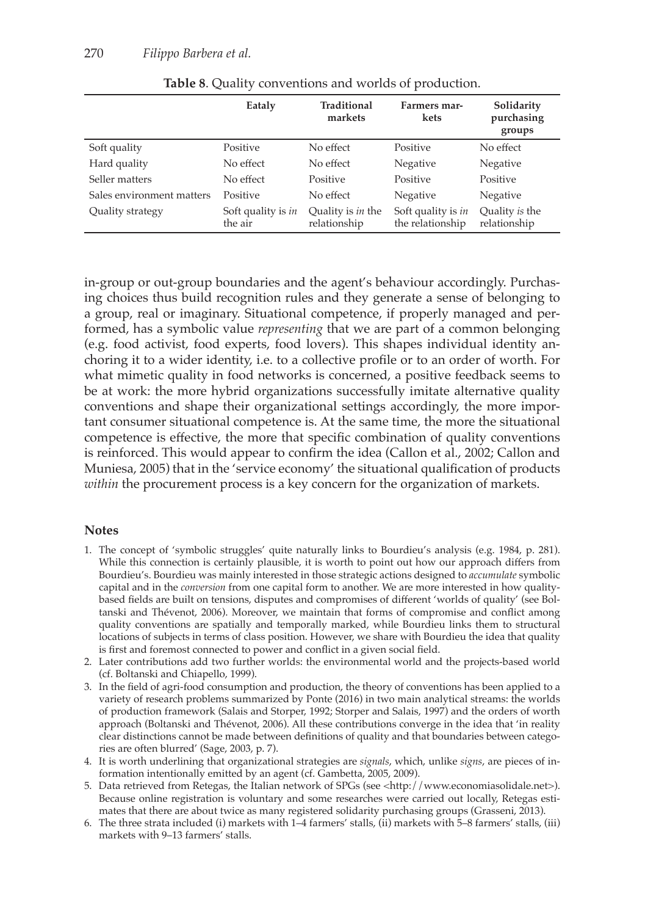**Table 8**. Quality conventions and worlds of production.

| | Eataly | Traditional markets | Farmers markets | Solidarity purchasing groups |
|---|---|---|---|---|
| Soft quality | Positive | No effect | Positive | No effect |
| Hard quality | No effect | No effect | Negative | Negative |
| Seller matters | No effect | Positive | Positive | Positive |
| Sales environment matters | Positive | No effect | Negative | Negative |
| Quality strategy | Soft quality is *in* the air | Quality is *in* the relationship | Soft quality is *in* the relationship | Quality *is* the relationship |

in-group or out-group boundaries and the agent's behaviour accordingly. Purchasing choices thus build recognition rules and they generate a sense of belonging to a group, real or imaginary. Situational competence, if properly managed and performed, has a symbolic value *representing* that we are part of a common belonging (e.g. food activist, food experts, food lovers). This shapes individual identity anchoring it to a wider identity, i.e. to a collective profile or to an order of worth. For what mimetic quality in food networks is concerned, a positive feedback seems to be at work: the more hybrid organizations successfully imitate alternative quality conventions and shape their organizational settings accordingly, the more important consumer situational competence is. At the same time, the more the situational competence is effective, the more that specific combination of quality conventions is reinforced. This would appear to confirm the idea (Callon et al., 2002; Callon and Muniesa, 2005) that in the 'service economy' the situational qualification of products *within* the procurement process is a key concern for the organization of markets.

## Notes

1. The concept of 'symbolic struggles' quite naturally links to Bourdieu's analysis (e.g. 1984, p. 281). While this connection is certainly plausible, it is worth to point out how our approach differs from Bourdieu's. Bourdieu was mainly interested in those strategic actions designed to *accumulate* symbolic capital and in the *conversion* from one capital form to another. We are more interested in how quality-based fields are built on tensions, disputes and compromises of different 'worlds of quality' (see Boltanski and Thévenot, 2006). Moreover, we maintain that forms of compromise and conflict among quality conventions are spatially and temporally marked, while Bourdieu links them to structural locations of subjects in terms of class position. However, we share with Bourdieu the idea that quality is first and foremost connected to power and conflict in a given social field.
2. Later contributions add two further worlds: the environmental world and the projects-based world (cf. Boltanski and Chiapello, 1999).
3. In the field of agri-food consumption and production, the theory of conventions has been applied to a variety of research problems summarized by Ponte (2016) in two main analytical streams: the worlds of production framework (Salais and Storper, 1992; Storper and Salais, 1997) and the orders of worth approach (Boltanski and Thévenot, 2006). All these contributions converge in the idea that 'in reality clear distinctions cannot be made between definitions of quality and that boundaries between categories are often blurred' (Sage, 2003, p. 7).
4. It is worth underlining that organizational strategies are *signals*, which, unlike *signs*, are pieces of information intentionally emitted by an agent (cf. Gambetta, 2005, 2009).
5. Data retrieved from Retegas, the Italian network of SPGs (see <http://www.economiasolidale.net>). Because online registration is voluntary and some researches were carried out locally, Retegas estimates that there are about twice as many registered solidarity purchasing groups (Grasseni, 2013).
6. The three strata included (i) markets with 1–4 farmers' stalls, (ii) markets with 5–8 farmers' stalls, (iii) markets with 9–13 farmers' stalls.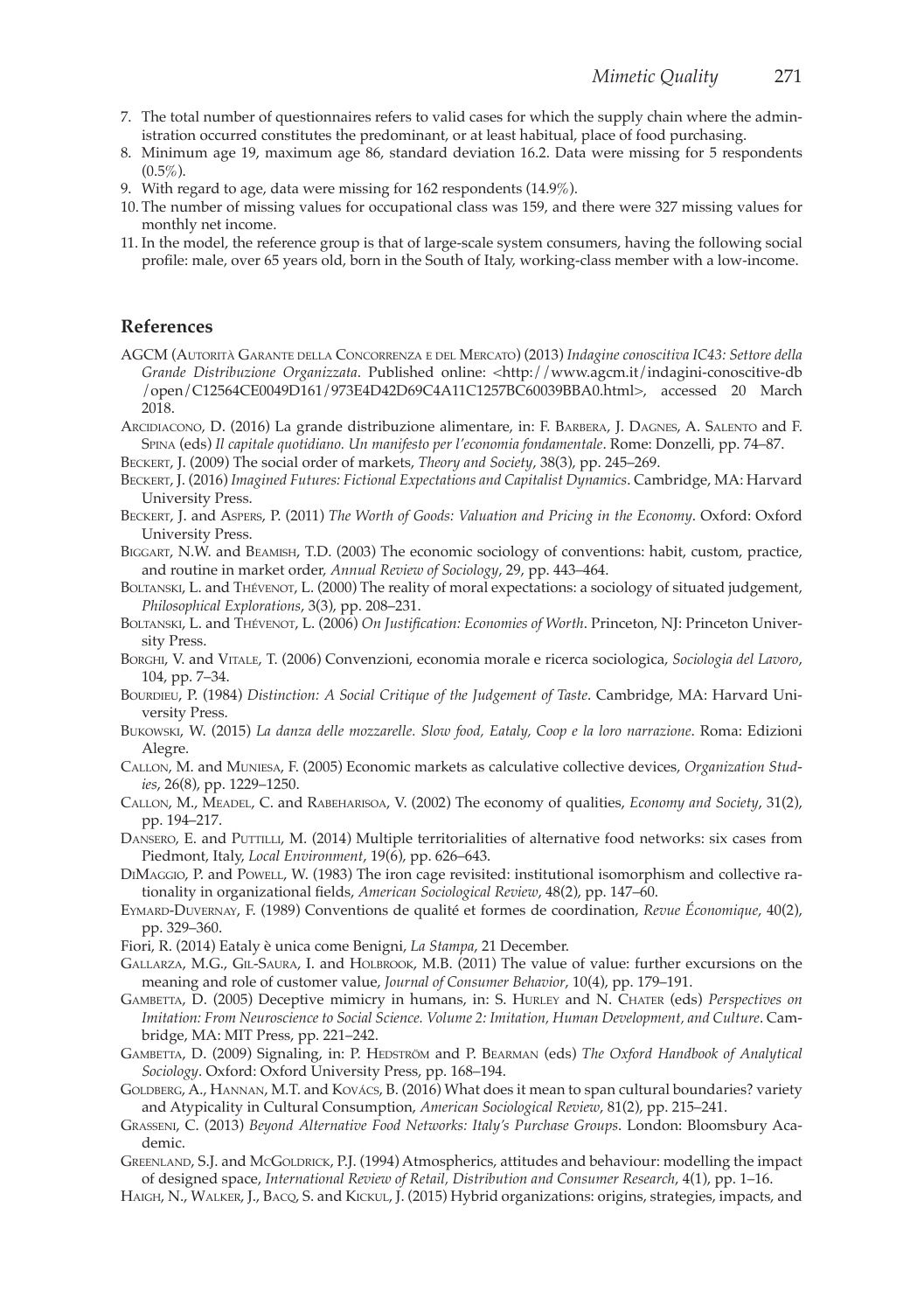7. The total number of questionnaires refers to valid cases for which the supply chain where the administration occurred constitutes the predominant, or at least habitual, place of food purchasing.
8. Minimum age 19, maximum age 86, standard deviation 16.2. Data were missing for 5 respondents (0.5%).
9. With regard to age, data were missing for 162 respondents (14.9%).
10. The number of missing values for occupational class was 159, and there were 327 missing values for monthly net income.
11. In the model, the reference group is that of large-scale system consumers, having the following social profile: male, over 65 years old, born in the South of Italy, working-class member with a low-income.

## References

AGCM (Autorità Garante della Concorrenza e del Mercato) (2013) *Indagine conoscitiva IC43: Settore della Grande Distribuzione Organizzata*. Published online: <http://www.agcm.it/indagini-conoscitive-db/open/C12564CE0049D161/973E4D42D69C4A11C1257BC60039BBA0.html>, accessed 20 March 2018.

Arcidiacono, D. (2016) La grande distribuzione alimentare, in: F. Barbera, J. Dagnes, A. Salento and F. Spina (eds) *Il capitale quotidiano. Un manifesto per l'economia fondamentale*. Rome: Donzelli, pp. 74–87.

Beckert, J. (2009) The social order of markets, *Theory and Society*, 38(3), pp. 245–269.

Beckert, J. (2016) *Imagined Futures: Fictional Expectations and Capitalist Dynamics*. Cambridge, MA: Harvard University Press.

Beckert, J. and Aspers, P. (2011) *The Worth of Goods: Valuation and Pricing in the Economy*. Oxford: Oxford University Press.

Biggart, N.W. and Beamish, T.D. (2003) The economic sociology of conventions: habit, custom, practice, and routine in market order, *Annual Review of Sociology*, 29, pp. 443–464.

Boltanski, L. and Thévenot, L. (2000) The reality of moral expectations: a sociology of situated judgement, *Philosophical Explorations*, 3(3), pp. 208–231.

Boltanski, L. and Thévenot, L. (2006) *On Justification: Economies of Worth*. Princeton, NJ: Princeton University Press.

Borghi, V. and Vitale, T. (2006) Convenzioni, economia morale e ricerca sociologica, *Sociologia del Lavoro*, 104, pp. 7–34.

Bourdieu, P. (1984) *Distinction: A Social Critique of the Judgement of Taste*. Cambridge, MA: Harvard University Press.

Bukowski, W. (2015) *La danza delle mozzarelle. Slow food, Eataly, Coop e la loro narrazione*. Roma: Edizioni Alegre.

Callon, M. and Muniesa, F. (2005) Economic markets as calculative collective devices, *Organization Studies*, 26(8), pp. 1229–1250.

Callon, M., Meadel, C. and Rabeharisoa, V. (2002) The economy of qualities, *Economy and Society*, 31(2), pp. 194–217.

Dansero, E. and Puttilli, M. (2014) Multiple territorialities of alternative food networks: six cases from Piedmont, Italy, *Local Environment*, 19(6), pp. 626–643.

DiMaggio, P. and Powell, W. (1983) The iron cage revisited: institutional isomorphism and collective rationality in organizational fields, *American Sociological Review*, 48(2), pp. 147–60.

Eymard-Duvernay, F. (1989) Conventions de qualité et formes de coordination, *Revue Économique*, 40(2), pp. 329–360.

Fiori, R. (2014) Eataly è unica come Benigni, *La Stampa*, 21 December.

Gallarza, M.G., Gil-Saura, I. and Holbrook, M.B. (2011) The value of value: further excursions on the meaning and role of customer value, *Journal of Consumer Behavior*, 10(4), pp. 179–191.

Gambetta, D. (2005) Deceptive mimicry in humans, in: S. Hurley and N. Chater (eds) *Perspectives on Imitation: From Neuroscience to Social Science. Volume 2: Imitation, Human Development, and Culture*. Cambridge, MA: MIT Press, pp. 221–242.

Gambetta, D. (2009) Signaling, in: P. Hedström and P. Bearman (eds) *The Oxford Handbook of Analytical Sociology*. Oxford: Oxford University Press, pp. 168–194.

Goldberg, A., Hannan, M.T. and Kovács, B. (2016) What does it mean to span cultural boundaries? variety and Atypicality in Cultural Consumption, *American Sociological Review*, 81(2), pp. 215–241.

Grasseni, C. (2013) *Beyond Alternative Food Networks: Italy's Purchase Groups*. London: Bloomsbury Academic.

Greenland, S.J. and McGoldrick, P.J. (1994) Atmospherics, attitudes and behaviour: modelling the impact of designed space, *International Review of Retail, Distribution and Consumer Research*, 4(1), pp. 1–16.

Haigh, N., Walker, J., Bacq, S. and Kickul, J. (2015) Hybrid organizations: origins, strategies, impacts, and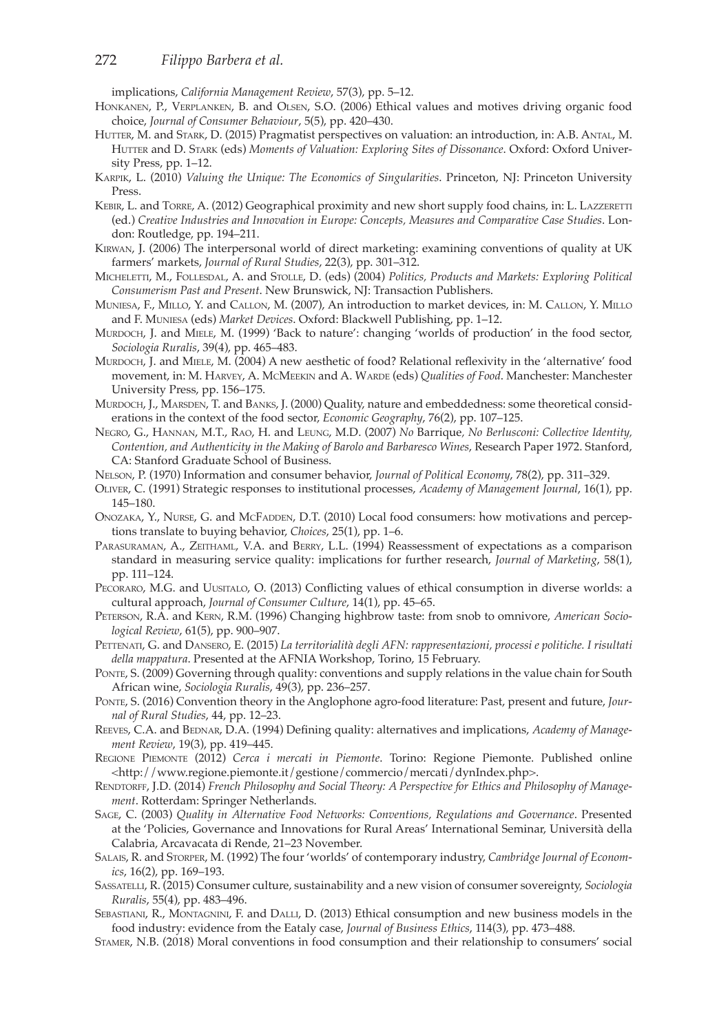implications, *California Management Review*, 57(3), pp. 5–12.

Honkanen, P., Verplanken, B. and Olsen, S.O. (2006) Ethical values and motives driving organic food choice, *Journal of Consumer Behaviour*, 5(5), pp. 420–430.

Hutter, M. and Stark, D. (2015) Pragmatist perspectives on valuation: an introduction, in: A.B. Antal, M. Hutter and D. Stark (eds) *Moments of Valuation: Exploring Sites of Dissonance*. Oxford: Oxford University Press, pp. 1–12.

Karpik, L. (2010) *Valuing the Unique: The Economics of Singularities*. Princeton, NJ: Princeton University Press.

Kebir, L. and Torre, A. (2012) Geographical proximity and new short supply food chains, in: L. Lazzeretti (ed.) *Creative Industries and Innovation in Europe: Concepts, Measures and Comparative Case Studies*. London: Routledge, pp. 194–211.

Kirwan, J. (2006) The interpersonal world of direct marketing: examining conventions of quality at UK farmers' markets, *Journal of Rural Studies*, 22(3), pp. 301–312.

Micheletti, M., Follesdal, A. and Stolle, D. (eds) (2004) *Politics, Products and Markets: Exploring Political Consumerism Past and Present*. New Brunswick, NJ: Transaction Publishers.

Muniesa, F., Millo, Y. and Callon, M. (2007), An introduction to market devices, in: M. Callon, Y. Millo and F. Muniesa (eds) *Market Devices*. Oxford: Blackwell Publishing, pp. 1–12.

Murdoch, J. and Miele, M. (1999) 'Back to nature': changing 'worlds of production' in the food sector, *Sociologia Ruralis*, 39(4), pp. 465–483.

Murdoch, J. and Miele, M. (2004) A new aesthetic of food? Relational reflexivity in the 'alternative' food movement, in: M. Harvey, A. McMeekin and A. Warde (eds) *Qualities of Food*. Manchester: Manchester University Press, pp. 156–175.

Murdoch, J., Marsden, T. and Banks, J. (2000) Quality, nature and embeddedness: some theoretical considerations in the context of the food sector, *Economic Geography*, 76(2), pp. 107–125.

Negro, G., Hannan, M.T., Rao, H. and Leung, M.D. (2007) *No* Barrique*, No Berlusconi: Collective Identity, Contention, and Authenticity in the Making of Barolo and Barbaresco Wines*, Research Paper 1972. Stanford, CA: Stanford Graduate School of Business.

Nelson, P. (1970) Information and consumer behavior, *Journal of Political Economy*, 78(2), pp. 311–329.

Oliver, C. (1991) Strategic responses to institutional processes, *Academy of Management Journal*, 16(1), pp. 145–180.

Onozaka, Y., Nurse, G. and McFadden, D.T. (2010) Local food consumers: how motivations and perceptions translate to buying behavior, *Choices*, 25(1), pp. 1–6.

Parasuraman, A., Zeithaml, V.A. and Berry, L.L. (1994) Reassessment of expectations as a comparison standard in measuring service quality: implications for further research, *Journal of Marketing*, 58(1), pp. 111–124.

Pecoraro, M.G. and Uusitalo, O. (2013) Conflicting values of ethical consumption in diverse worlds: a cultural approach, *Journal of Consumer Culture*, 14(1), pp. 45–65.

Peterson, R.A. and Kern, R.M. (1996) Changing highbrow taste: from snob to omnivore, *American Sociological Review*, 61(5), pp. 900–907.

Pettenati, G. and Dansero, E. (2015) *La territorialità degli AFN: rappresentazioni, processi e politiche. I risultati della mappatura*. Presented at the AFNIA Workshop, Torino, 15 February.

Ponte, S. (2009) Governing through quality: conventions and supply relations in the value chain for South African wine, *Sociologia Ruralis*, 49(3), pp. 236–257.

Ponte, S. (2016) Convention theory in the Anglophone agro-food literature: Past, present and future, *Journal of Rural Studies*, 44, pp. 12–23.

Reeves, C.A. and Bednar, D.A. (1994) Defining quality: alternatives and implications, *Academy of Management Review*, 19(3), pp. 419–445.

Regione Piemonte (2012) *Cerca i mercati in Piemonte*. Torino: Regione Piemonte. Published online <http://www.regione.piemonte.it/gestione/commercio/mercati/dynIndex.php>.

Rendtorff, J.D. (2014) *French Philosophy and Social Theory: A Perspective for Ethics and Philosophy of Management*. Rotterdam: Springer Netherlands.

Sage, C. (2003) *Quality in Alternative Food Networks: Conventions, Regulations and Governance*. Presented at the 'Policies, Governance and Innovations for Rural Areas' International Seminar, Università della Calabria, Arcavacata di Rende, 21–23 November.

Salais, R. and Storper, M. (1992) The four 'worlds' of contemporary industry, *Cambridge Journal of Economics*, 16(2), pp. 169–193.

Sassatelli, R. (2015) Consumer culture, sustainability and a new vision of consumer sovereignty, *Sociologia Ruralis*, 55(4), pp. 483–496.

Sebastiani, R., Montagnini, F. and Dalli, D. (2013) Ethical consumption and new business models in the food industry: evidence from the Eataly case, *Journal of Business Ethics*, 114(3), pp. 473–488.

Stamer, N.B. (2018) Moral conventions in food consumption and their relationship to consumers' social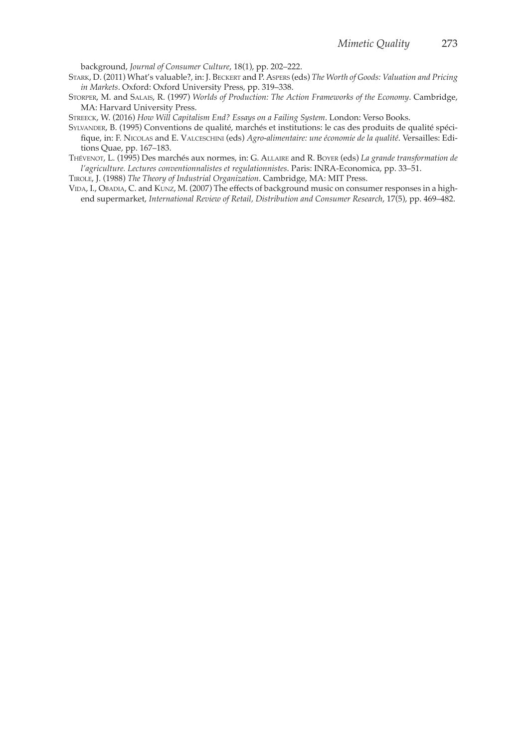background, *Journal of Consumer Culture*, 18(1), pp. 202–222.

Stark, D. (2011) What's valuable?, in: J. Beckert and P. Aspers (eds) *The Worth of Goods: Valuation and Pricing in Markets*. Oxford: Oxford University Press, pp. 319–338.

Storper, M. and Salais, R. (1997) *Worlds of Production: The Action Frameworks of the Economy*. Cambridge, MA: Harvard University Press.

Streeck, W. (2016) *How Will Capitalism End? Essays on a Failing System*. London: Verso Books.

Sylvander, B. (1995) Conventions de qualité, marchés et institutions: le cas des produits de qualité spécifique, in: F. Nicolas and E. Valceschini (eds) *Agro-alimentaire: une économie de la qualité*. Versailles: Editions Quae, pp. 167–183.

Thévenot, L. (1995) Des marchés aux normes, in: G. Allaire and R. Boyer (eds) *La grande transformation de l'agriculture. Lectures conventionnalistes et regulationnistes*. Paris: INRA-Economica, pp. 33–51.

Tirole, J. (1988) *The Theory of Industrial Organization*. Cambridge, MA: MIT Press.

Vida, I., Obadia, C. and Kunz, M. (2007) The effects of background music on consumer responses in a high-end supermarket, *International Review of Retail, Distribution and Consumer Research*, 17(5), pp. 469–482.